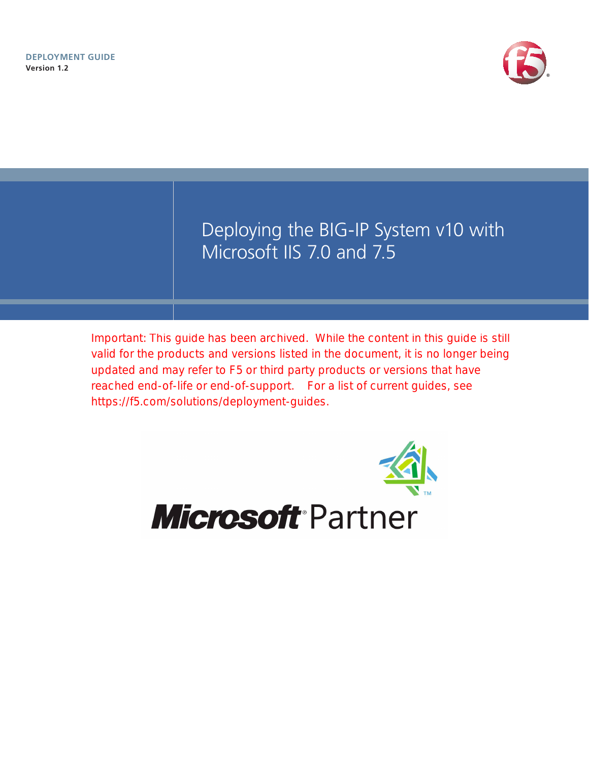DEPLOYMENT GUIDE

**Version 1.2**

# Deploying the BIG-IP System v10 with Microsoft IIS 7.0 and 7.5

Important: This guide has been archived. While the content in this guide is still valid for the products and versions listed in the document, it is no longer being updated and may refer to F5 or third party products or versions that have reached end-of-life or end-of-support. For a list of current guides, see https://f5.com/solutions/deployment-guides.

Microsoft® Partner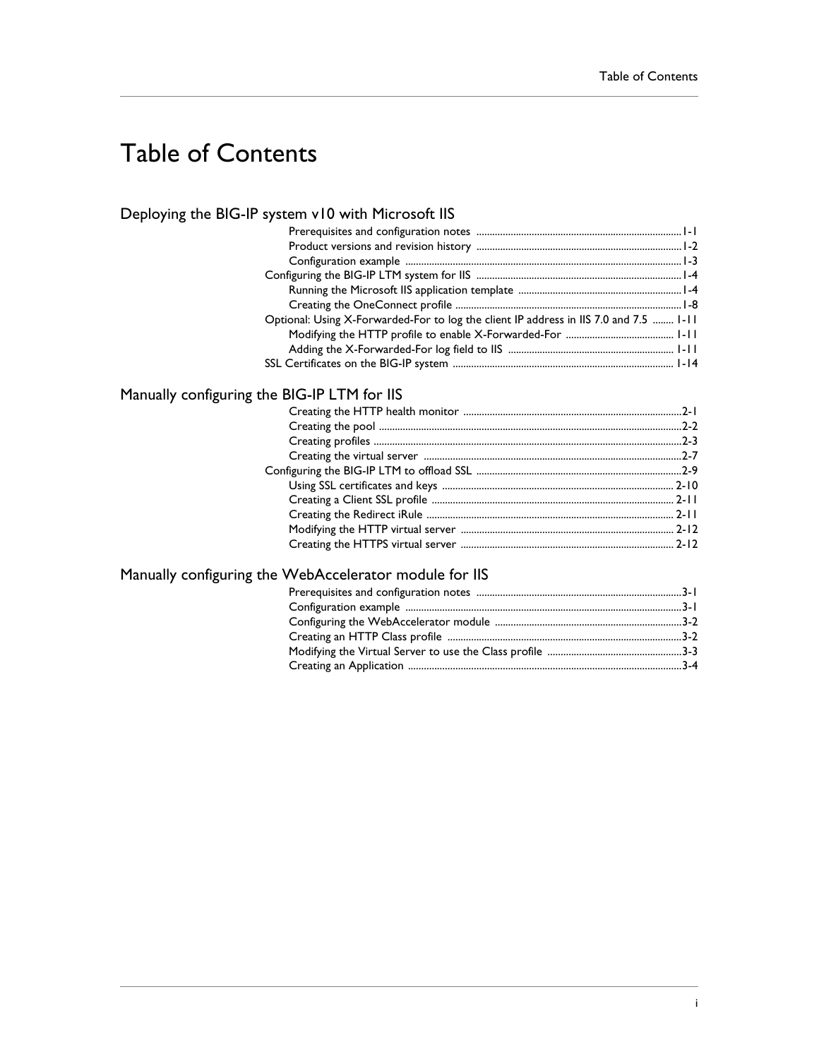# Table of Contents

## Deploying the BIG-IP system v10 with Microsoft IIS

- Prerequisites and configuration notes ... 1-1
- Product versions and revision history ... 1-2
- Configuration example ... 1-3

Configuring the BIG-IP LTM system for IIS ... 1-4

- Running the Microsoft IIS application template ... 1-4
- Creating the OneConnect profile ... 1-8

Optional: Using X-Forwarded-For to log the client IP address in IIS 7.0 and 7.5 ... 1-11

- Modifying the HTTP profile to enable X-Forwarded-For ... 1-11
- Adding the X-Forwarded-For log field to IIS ... 1-11

SSL Certificates on the BIG-IP system ... 1-14

## Manually configuring the BIG-IP LTM for IIS

- Creating the HTTP health monitor ... 2-1
- Creating the pool ... 2-2
- Creating profiles ... 2-3
- Creating the virtual server ... 2-7

Configuring the BIG-IP LTM to offload SSL ... 2-9

- Using SSL certificates and keys ... 2-10
- Creating a Client SSL profile ... 2-11
- Creating the Redirect iRule ... 2-11
- Modifying the HTTP virtual server ... 2-12
- Creating the HTTPS virtual server ... 2-12

## Manually configuring the WebAccelerator module for IIS

- Prerequisites and configuration notes ... 3-1
- Configuration example ... 3-1
- Configuring the WebAccelerator module ... 3-2
- Creating an HTTP Class profile ... 3-2
- Modifying the Virtual Server to use the Class profile ... 3-3
- Creating an Application ... 3-4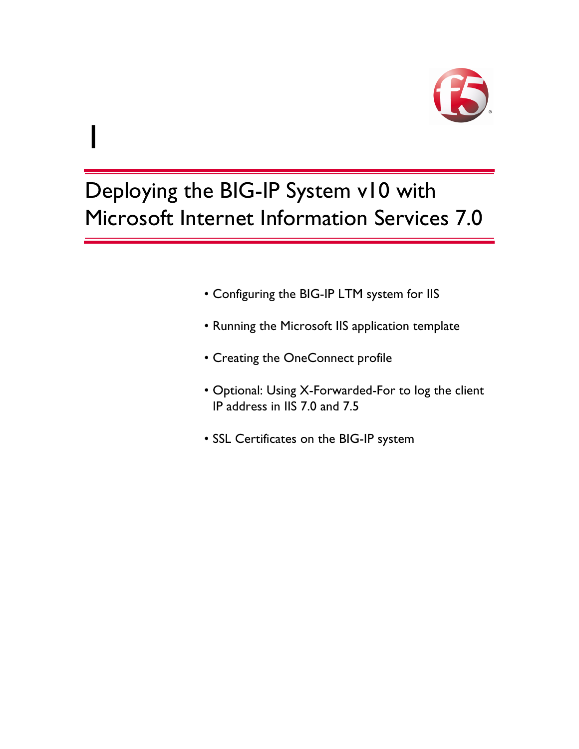# 1

# Deploying the BIG-IP System v10 with Microsoft Internet Information Services 7.0

- Configuring the BIG-IP LTM system for IIS
- Running the Microsoft IIS application template
- Creating the OneConnect profile
- Optional: Using X-Forwarded-For to log the client IP address in IIS 7.0 and 7.5
- SSL Certificates on the BIG-IP system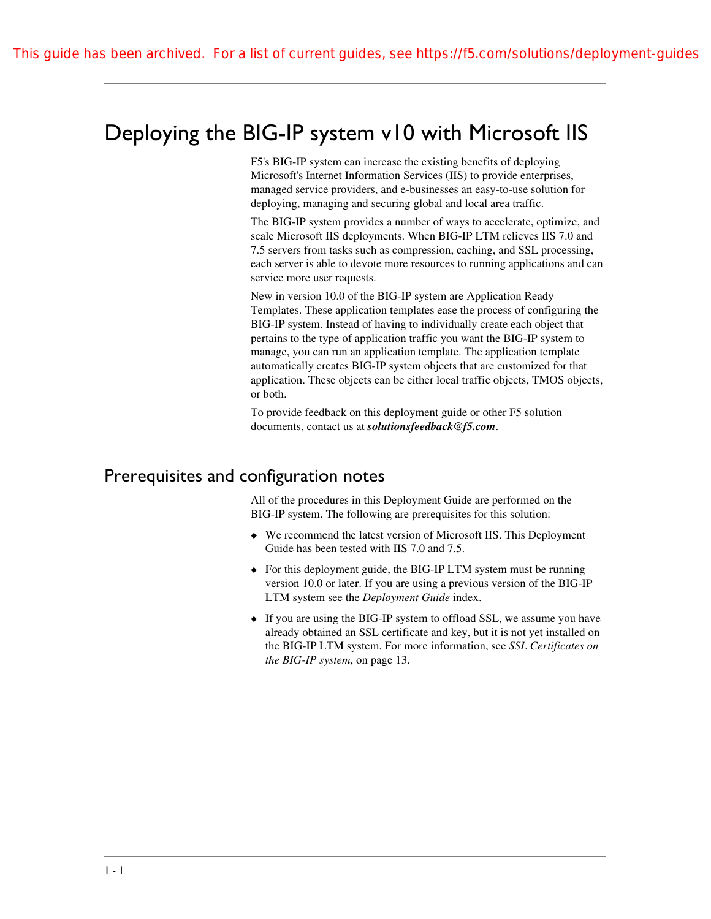This guide has been archived. For a list of current guides, see https://f5.com/solutions/deployment-guides

# Deploying the BIG-IP system v10 with Microsoft IIS

F5's BIG-IP system can increase the existing benefits of deploying Microsoft's Internet Information Services (IIS) to provide enterprises, managed service providers, and e-businesses an easy-to-use solution for deploying, managing and securing global and local area traffic.

The BIG-IP system provides a number of ways to accelerate, optimize, and scale Microsoft IIS deployments. When BIG-IP LTM relieves IIS 7.0 and 7.5 servers from tasks such as compression, caching, and SSL processing, each server is able to devote more resources to running applications and can service more user requests.

New in version 10.0 of the BIG-IP system are Application Ready Templates. These application templates ease the process of configuring the BIG-IP system. Instead of having to individually create each object that pertains to the type of application traffic you want the BIG-IP system to manage, you can run an application template. The application template automatically creates BIG-IP system objects that are customized for that application. These objects can be either local traffic objects, TMOS objects, or both.

To provide feedback on this deployment guide or other F5 solution documents, contact us at ***solutionsfeedback@f5.com***.

## Prerequisites and configuration notes

All of the procedures in this Deployment Guide are performed on the BIG-IP system. The following are prerequisites for this solution:

- We recommend the latest version of Microsoft IIS. This Deployment Guide has been tested with IIS 7.0 and 7.5.
- For this deployment guide, the BIG-IP LTM system must be running version 10.0 or later. If you are using a previous version of the BIG-IP LTM system see the *Deployment Guide* index.
- If you are using the BIG-IP system to offload SSL, we assume you have already obtained an SSL certificate and key, but it is not yet installed on the BIG-IP LTM system. For more information, see *SSL Certificates on the BIG-IP system*, on page 13.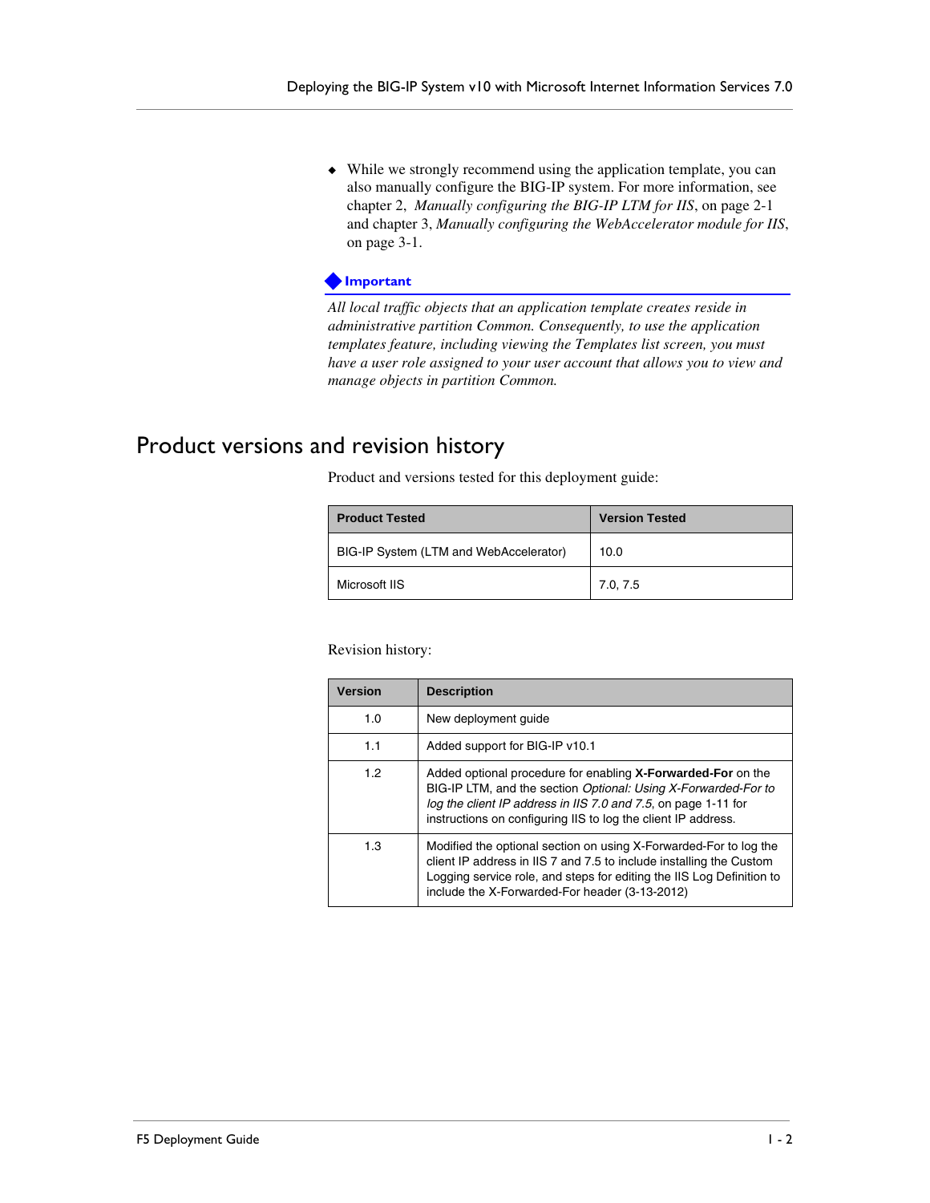- While we strongly recommend using the application template, you can also manually configure the BIG-IP system. For more information, see chapter 2, *Manually configuring the BIG-IP LTM for IIS*, on page 2-1 and chapter 3, *Manually configuring the WebAccelerator module for IIS*, on page 3-1.

**Important**

*All local traffic objects that an application template creates reside in administrative partition Common. Consequently, to use the application templates feature, including viewing the Templates list screen, you must have a user role assigned to your user account that allows you to view and manage objects in partition Common.*

# Product versions and revision history

Product and versions tested for this deployment guide:

| Product Tested | Version Tested |
|---|---|
| BIG-IP System (LTM and WebAccelerator) | 10.0 |
| Microsoft IIS | 7.0, 7.5 |

Revision history:

| Version | Description |
|---|---|
| 1.0 | New deployment guide |
| 1.1 | Added support for BIG-IP v10.1 |
| 1.2 | Added optional procedure for enabling **X-Forwarded-For** on the BIG-IP LTM, and the section *Optional: Using X-Forwarded-For to log the client IP address in IIS 7.0 and 7.5*, on page 1-11 for instructions on configuring IIS to log the client IP address. |
| 1.3 | Modified the optional section on using X-Forwarded-For to log the client IP address in IIS 7 and 7.5 to include installing the Custom Logging service role, and steps for editing the IIS Log Definition to include the X-Forwarded-For header (3-13-2012) |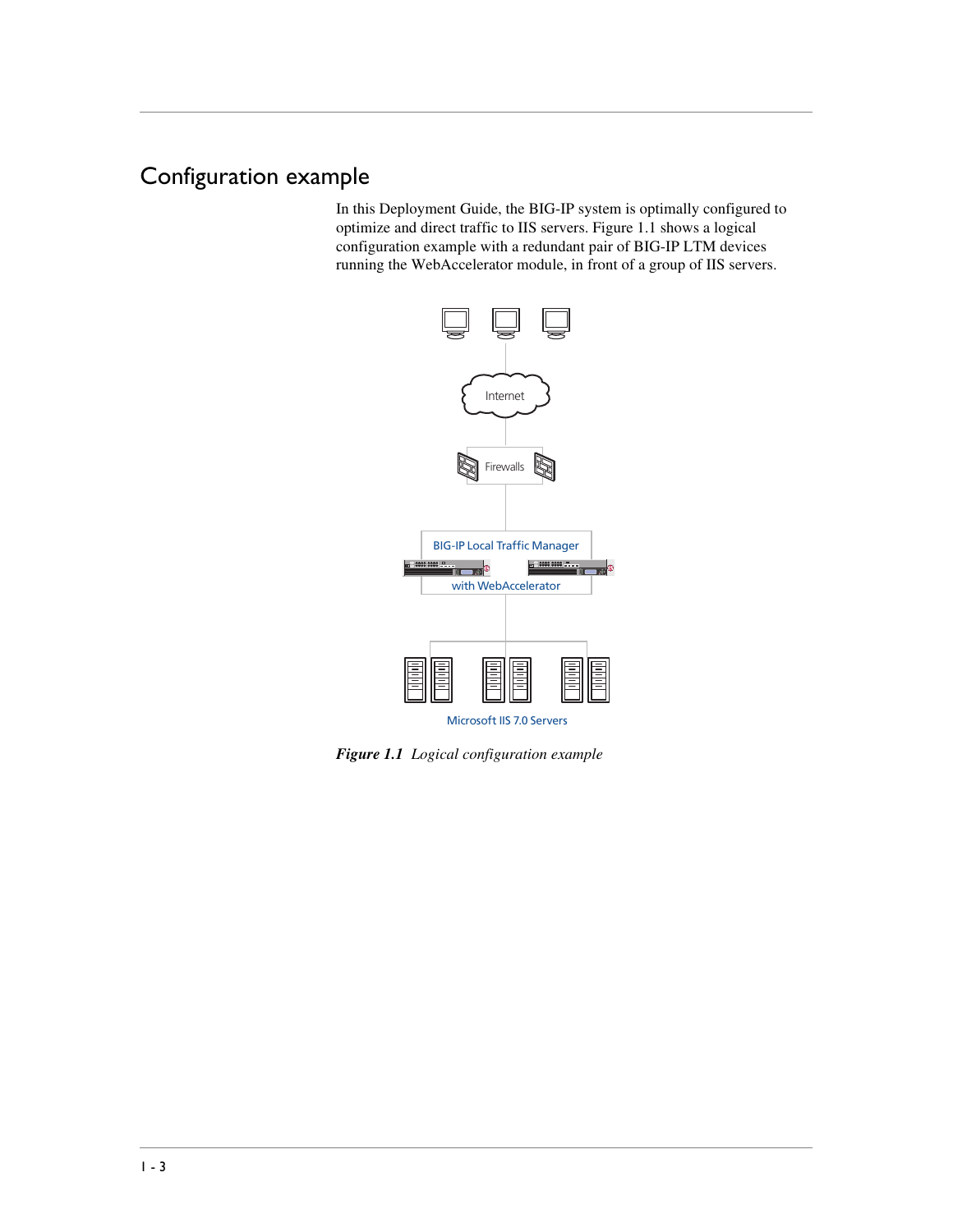## Configuration example

In this Deployment Guide, the BIG-IP system is optimally configured to optimize and direct traffic to IIS servers. Figure 1.1 shows a logical configuration example with a redundant pair of BIG-IP LTM devices running the WebAccelerator module, in front of a group of IIS servers.

***Figure 1.1*** *Logical configuration example*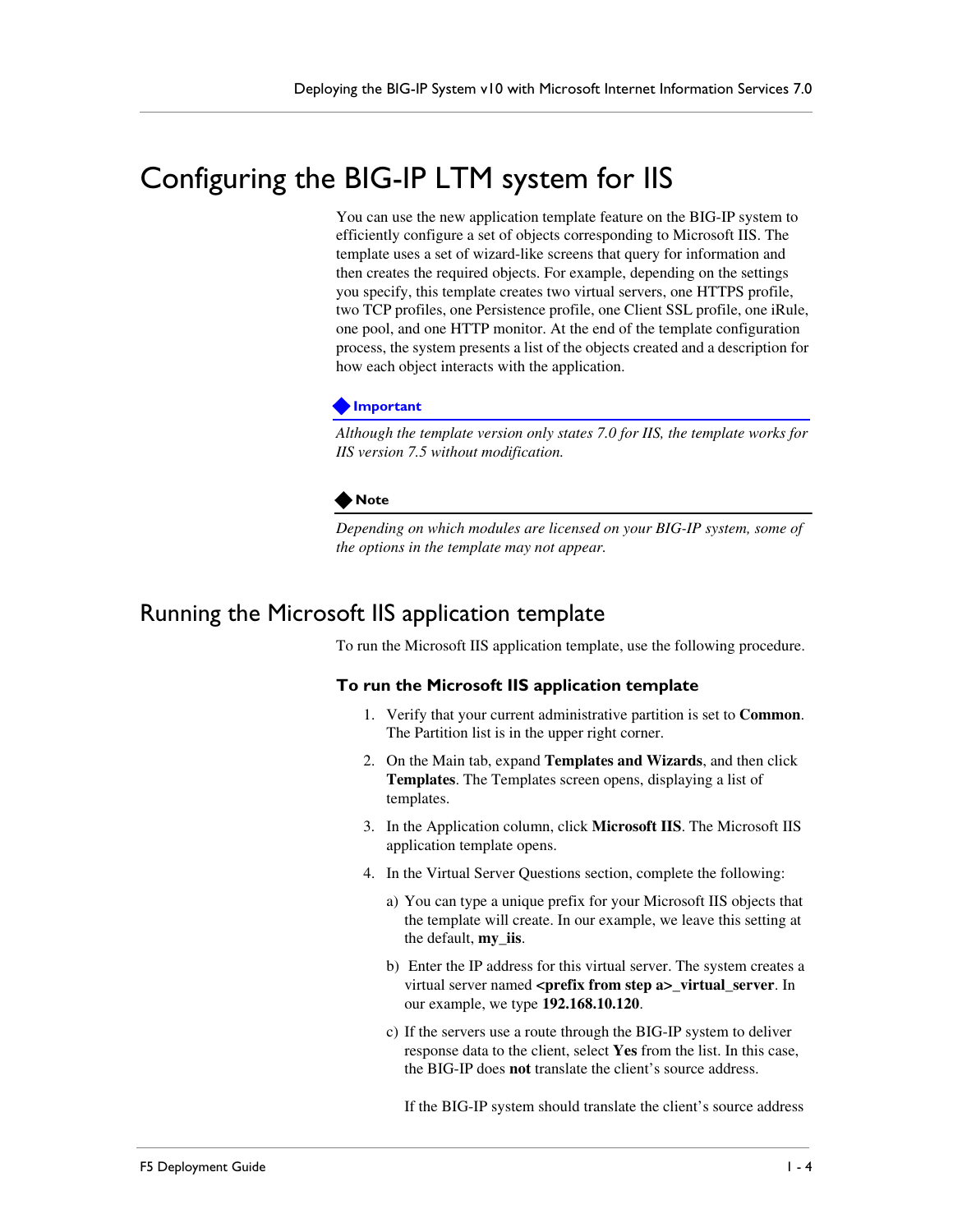# Configuring the BIG-IP LTM system for IIS

You can use the new application template feature on the BIG-IP system to efficiently configure a set of objects corresponding to Microsoft IIS. The template uses a set of wizard-like screens that query for information and then creates the required objects. For example, depending on the settings you specify, this template creates two virtual servers, one HTTPS profile, two TCP profiles, one Persistence profile, one Client SSL profile, one iRule, one pool, and one HTTP monitor. At the end of the template configuration process, the system presents a list of the objects created and a description for how each object interacts with the application.

**Important**

*Although the template version only states 7.0 for IIS, the template works for IIS version 7.5 without modification.*

**Note**

*Depending on which modules are licensed on your BIG-IP system, some of the options in the template may not appear.*

## Running the Microsoft IIS application template

To run the Microsoft IIS application template, use the following procedure.

### To run the Microsoft IIS application template

1. Verify that your current administrative partition is set to **Common**. The Partition list is in the upper right corner.
2. On the Main tab, expand **Templates and Wizards**, and then click **Templates**. The Templates screen opens, displaying a list of templates.
3. In the Application column, click **Microsoft IIS**. The Microsoft IIS application template opens.
4. In the Virtual Server Questions section, complete the following:
   a) You can type a unique prefix for your Microsoft IIS objects that the template will create. In our example, we leave this setting at the default, **my_iis**.
   b) Enter the IP address for this virtual server. The system creates a virtual server named **<prefix from step a>_virtual_server**. In our example, we type **192.168.10.120**.
   c) If the servers use a route through the BIG-IP system to deliver response data to the client, select **Yes** from the list. In this case, the BIG-IP does **not** translate the client's source address.

      If the BIG-IP system should translate the client's source address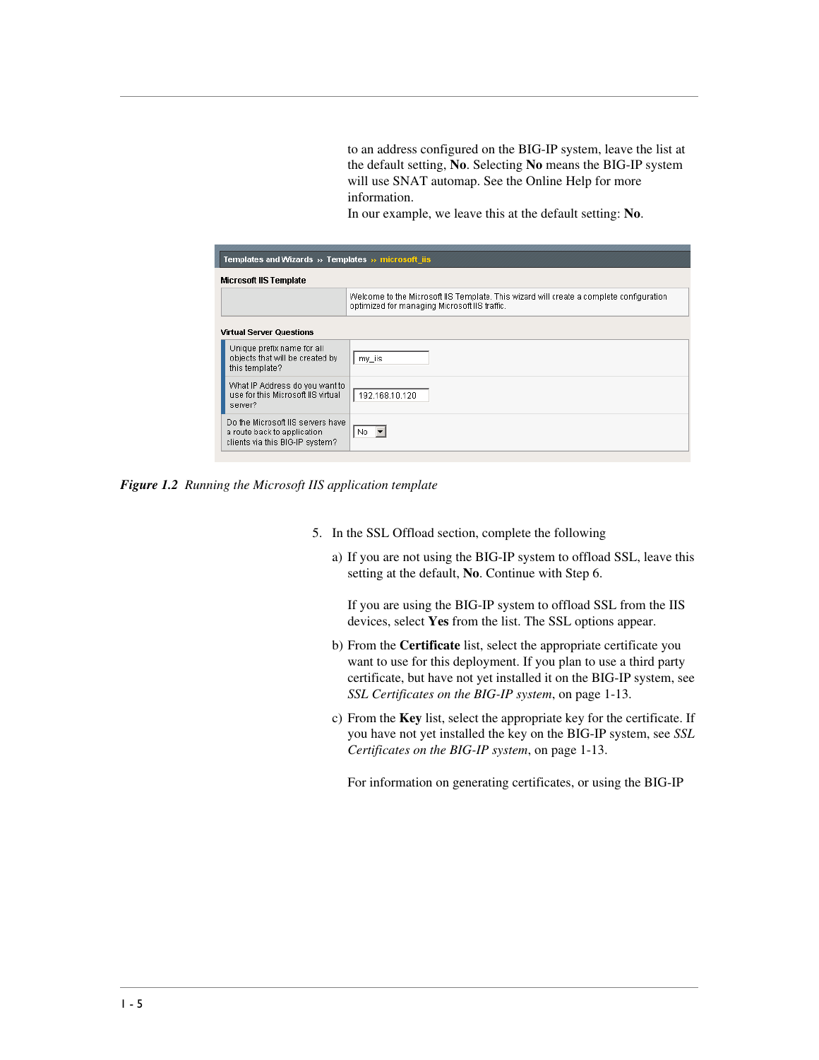to an address configured on the BIG-IP system, leave the list at the default setting, **No**. Selecting **No** means the BIG-IP system will use SNAT automap. See the Online Help for more information.
In our example, we leave this at the default setting: **No**.

*__Figure 1.2__ Running the Microsoft IIS application template*

5. In the SSL Offload section, complete the following

   a) If you are not using the BIG-IP system to offload SSL, leave this setting at the default, **No**. Continue with Step 6.

      If you are using the BIG-IP system to offload SSL from the IIS devices, select **Yes** from the list. The SSL options appear.

   b) From the **Certificate** list, select the appropriate certificate you want to use for this deployment. If you plan to use a third party certificate, but have not yet installed it on the BIG-IP system, see *SSL Certificates on the BIG-IP system*, on page 1-13.

   c) From the **Key** list, select the appropriate key for the certificate. If you have not yet installed the key on the BIG-IP system, see *SSL Certificates on the BIG-IP system*, on page 1-13.

      For information on generating certificates, or using the BIG-IP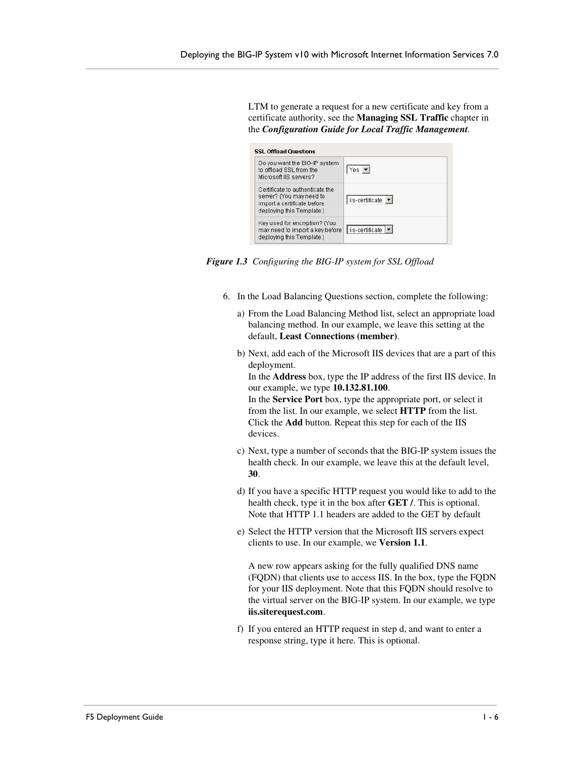LTM to generate a request for a new certificate and key from a certificate authority, see the **Managing SSL Traffic** chapter in the ***Configuration Guide for Local Traffic Management***.

| SSL Offload Questions | |
|---|---|
| Do you want the BIG-IP system to offload SSL from the Microsoft IIS servers? | Yes |
| Certificate to authenticate the server? (You may need to import a certificate before deploying this Template.) | iis-certificate |
| Key used for encryption? (You may need to import a key before deploying this Template.) | iis-certificate |

***Figure 1.3*** *Configuring the BIG-IP system for SSL Offload*

6. In the Load Balancing Questions section, complete the following:

   a) From the Load Balancing Method list, select an appropriate load balancing method. In our example, we leave this setting at the default, **Least Connections (member)**.

   b) Next, add each of the Microsoft IIS devices that are a part of this deployment.
   In the **Address** box, type the IP address of the first IIS device. In our example, we type **10.132.81.100**.
   In the **Service Port** box, type the appropriate port, or select it from the list. In our example, we select **HTTP** from the list.
   Click the **Add** button. Repeat this step for each of the IIS devices.

   c) Next, type a number of seconds that the BIG-IP system issues the health check. In our example, we leave this at the default level, **30**.

   d) If you have a specific HTTP request you would like to add to the health check, type it in the box after **GET /**. This is optional. Note that HTTP 1.1 headers are added to the GET by default

   e) Select the HTTP version that the Microsoft IIS servers expect clients to use. In our example, we **Version 1.1**.

      A new row appears asking for the fully qualified DNS name (FQDN) that clients use to access IIS. In the box, type the FQDN for your IIS deployment. Note that this FQDN should resolve to the virtual server on the BIG-IP system. In our example, we type **iis.siterequest.com**.

   f) If you entered an HTTP request in step d, and want to enter a response string, type it here. This is optional.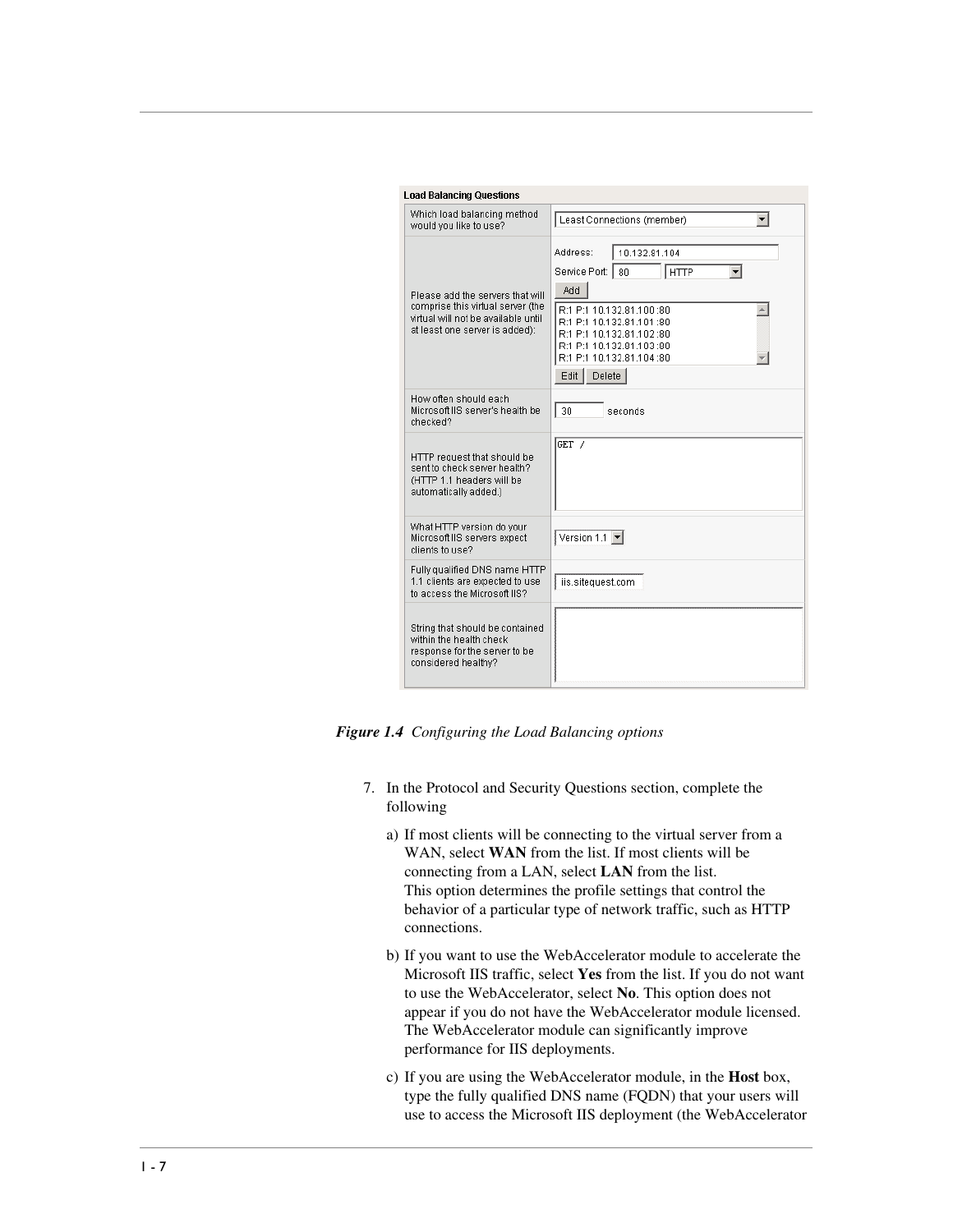**Load Balancing Questions**

| | |
|---|---|
| Which load balancing method would you like to use? | Least Connections (member) |
| Please add the servers that will comprise this virtual server (the virtual will not be available until at least one server is added): | Address: 10.132.81.104<br>Service Port: 80 HTTP<br>Add<br>R:1 P:1 10.132.81.100:80<br>R:1 P:1 10.132.81.101:80<br>R:1 P:1 10.132.81.102:80<br>R:1 P:1 10.132.81.103:80<br>R:1 P:1 10.132.81.104:80<br>Edit Delete |
| How often should each Microsoft IIS server's health be checked? | 30 seconds |
| HTTP request that should be sent to check server health? (HTTP 1.1 headers will be automatically added.) | GET / |
| What HTTP version do your Microsoft IIS servers expect clients to use? | Version 1.1 |
| Fully qualified DNS name HTTP 1.1 clients are expected to use to access the Microsoft IIS? | iis.sitequest.com |
| String that should be contained within the health check response for the server to be considered healthy? | |

***Figure 1.4*** *Configuring the Load Balancing options*

7. In the Protocol and Security Questions section, complete the following

   a) If most clients will be connecting to the virtual server from a WAN, select **WAN** from the list. If most clients will be connecting from a LAN, select **LAN** from the list.
   This option determines the profile settings that control the behavior of a particular type of network traffic, such as HTTP connections.

   b) If you want to use the WebAccelerator module to accelerate the Microsoft IIS traffic, select **Yes** from the list. If you do not want to use the WebAccelerator, select **No**. This option does not appear if you do not have the WebAccelerator module licensed. The WebAccelerator module can significantly improve performance for IIS deployments.

   c) If you are using the WebAccelerator module, in the **Host** box, type the fully qualified DNS name (FQDN) that your users will use to access the Microsoft IIS deployment (the WebAccelerator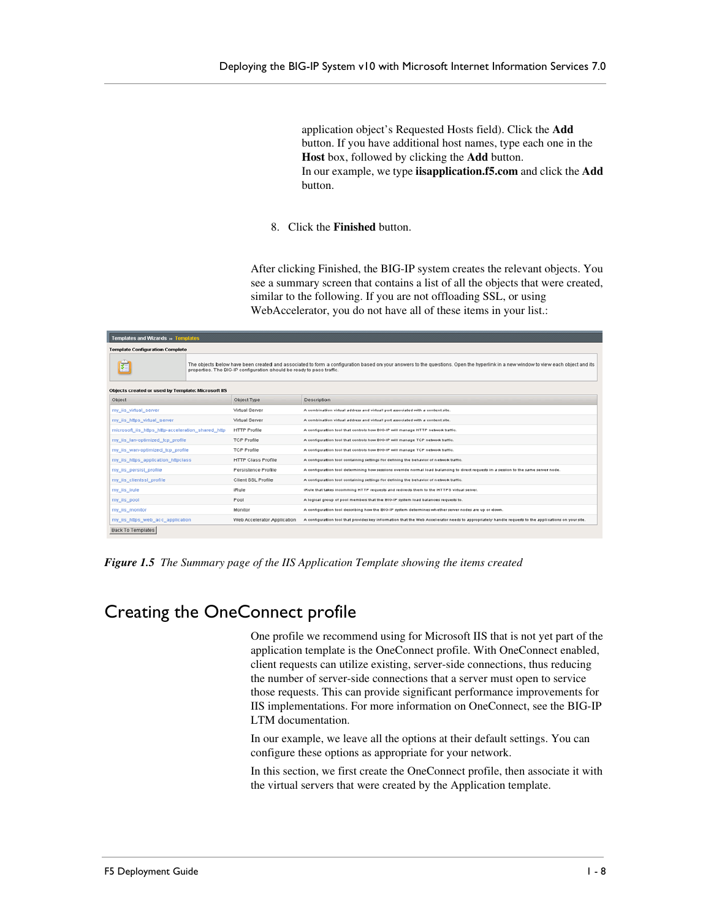application object's Requested Hosts field). Click the **Add** button. If you have additional host names, type each one in the **Host** box, followed by clicking the **Add** button.
In our example, we type **iisapplication.f5.com** and click the **Add** button.

8. Click the **Finished** button.

After clicking Finished, the BIG-IP system creates the relevant objects. You see a summary screen that contains a list of all the objects that were created, similar to the following. If you are not offloading SSL, or using WebAccelerator, you do not have all of these items in your list.:

Templates and Wizards » Templates

Template Configuration Complete

The objects below have been created and associated to form a configuration based on your answers to the questions. Open the hyperlink in a new window to view each object and its properties. The BIG-IP configuration should be ready to pass traffic.

Objects created or used by Template: Microsoft IIS

| Object | Object Type | Description |
|---|---|---|
| my_iis_virtual_server | Virtual Server | A combination virtual address and virtual port associated with a content site. |
| my_iis_https_virtual_server | Virtual Server | A combination virtual address and virtual port associated with a content site. |
| microsoft_iis_https_http-acceleration_shared_http | HTTP Profile | A configuration tool that controls how BIG-IP will manage HTTP network traffic. |
| my_iis_lan-optimized_tcp_profile | TCP Profile | A configuration tool that controls how BIG-IP will manage TCP network traffic. |
| my_iis_wan-optimized_tcp_profile | TCP Profile | A configuration tool that controls how BIG-IP will manage TCP network traffic. |
| my_iis_https_application_httpclass | HTTP Class Profile | A configuration tool containing settings for defining the behavior of network traffic. |
| my_iis_persist_profile | Persistence Profile | A configuration tool determining how sessions override normal load balancing to direct requests in a session to the same server node. |
| my_iis_clientssl_profile | Client SSL Profile | A configuration tool containing settings for defining the behavior of network traffic. |
| my_iis_irule | iRule | iRule that takes incomming HTTP requests and redirects them to the HTTPS virtual server. |
| my_iis_pool | Pool | A logical group of pool members that the BIG-IP system load balances requests to. |
| my_iis_monitor | Monitor | A configuration tool describing how the BIG-IP system determines whether server nodes are up or down. |
| my_iis_https_web_acc_application | Web Accelerator Application | A configuration tool that provides key information that the Web Accelerator needs to appropriately handle requests to the applications on your site. |

Back To Templates

*Figure 1.5 The Summary page of the IIS Application Template showing the items created*

# Creating the OneConnect profile

One profile we recommend using for Microsoft IIS that is not yet part of the application template is the OneConnect profile. With OneConnect enabled, client requests can utilize existing, server-side connections, thus reducing the number of server-side connections that a server must open to service those requests. This can provide significant performance improvements for IIS implementations. For more information on OneConnect, see the BIG-IP LTM documentation.

In our example, we leave all the options at their default settings. You can configure these options as appropriate for your network.

In this section, we first create the OneConnect profile, then associate it with the virtual servers that were created by the Application template.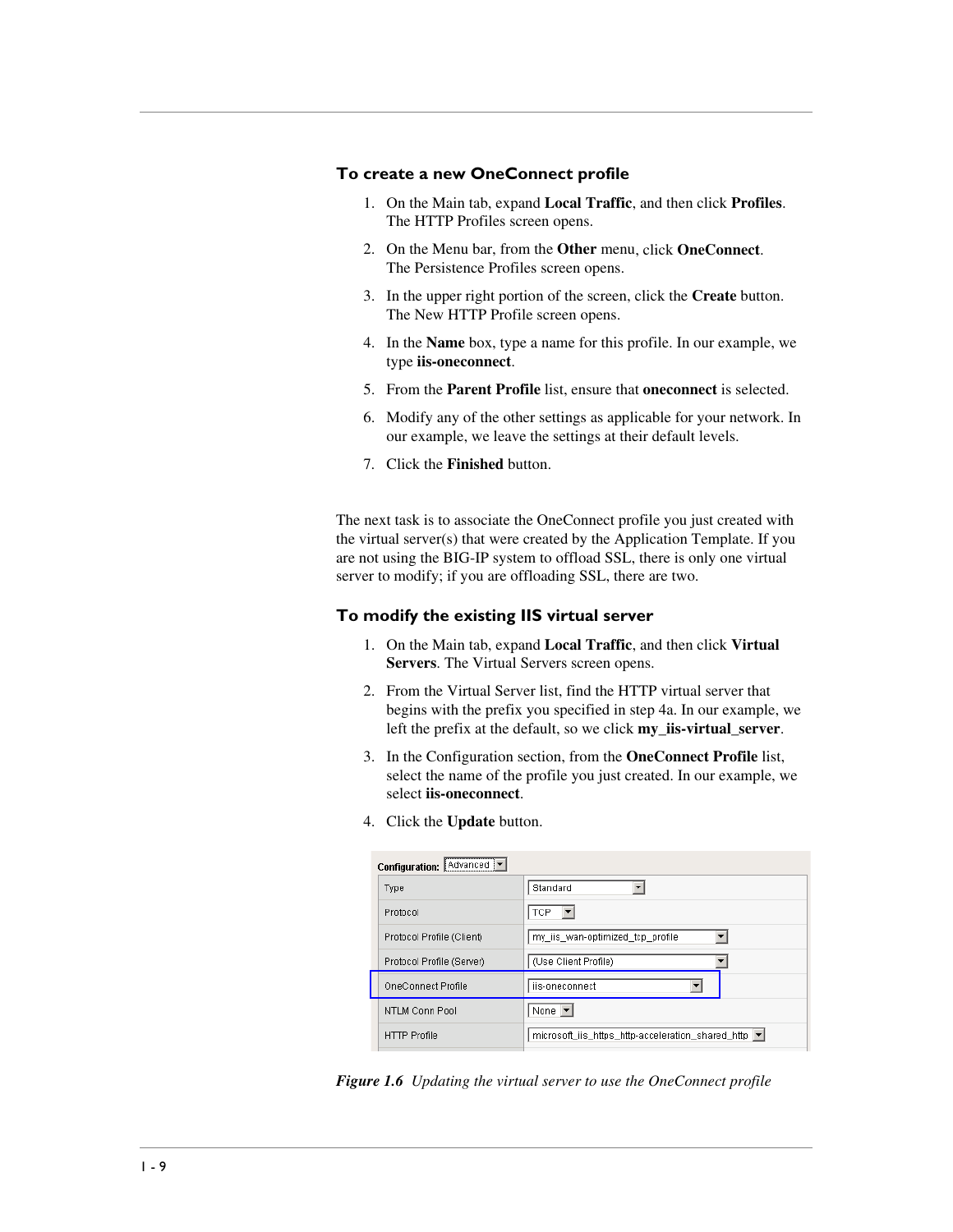### To create a new OneConnect profile

1. On the Main tab, expand **Local Traffic**, and then click **Profiles**. The HTTP Profiles screen opens.
2. On the Menu bar, from the **Other** menu, click **OneConnect**. The Persistence Profiles screen opens.
3. In the upper right portion of the screen, click the **Create** button. The New HTTP Profile screen opens.
4. In the **Name** box, type a name for this profile. In our example, we type **iis-oneconnect**.
5. From the **Parent Profile** list, ensure that **oneconnect** is selected.
6. Modify any of the other settings as applicable for your network. In our example, we leave the settings at their default levels.
7. Click the **Finished** button.

The next task is to associate the OneConnect profile you just created with the virtual server(s) that were created by the Application Template. If you are not using the BIG-IP system to offload SSL, there is only one virtual server to modify; if you are offloading SSL, there are two.

### To modify the existing IIS virtual server

1. On the Main tab, expand **Local Traffic**, and then click **Virtual Servers**. The Virtual Servers screen opens.
2. From the Virtual Server list, find the HTTP virtual server that begins with the prefix you specified in step 4a. In our example, we left the prefix at the default, so we click **my_iis-virtual_server**.
3. In the Configuration section, from the **OneConnect Profile** list, select the name of the profile you just created. In our example, we select **iis-oneconnect**.
4. Click the **Update** button.

**Configuration:** Advanced

| | |
|---|---|
| Type | Standard |
| Protocol | TCP |
| Protocol Profile (Client) | my_iis_wan-optimized_tcp_profile |
| Protocol Profile (Server) | (Use Client Profile) |
| OneConnect Profile | iis-oneconnect |
| NTLM Conn Pool | None |
| HTTP Profile | microsoft_iis_https_http-acceleration_shared_http |

***Figure 1.6*** *Updating the virtual server to use the OneConnect profile*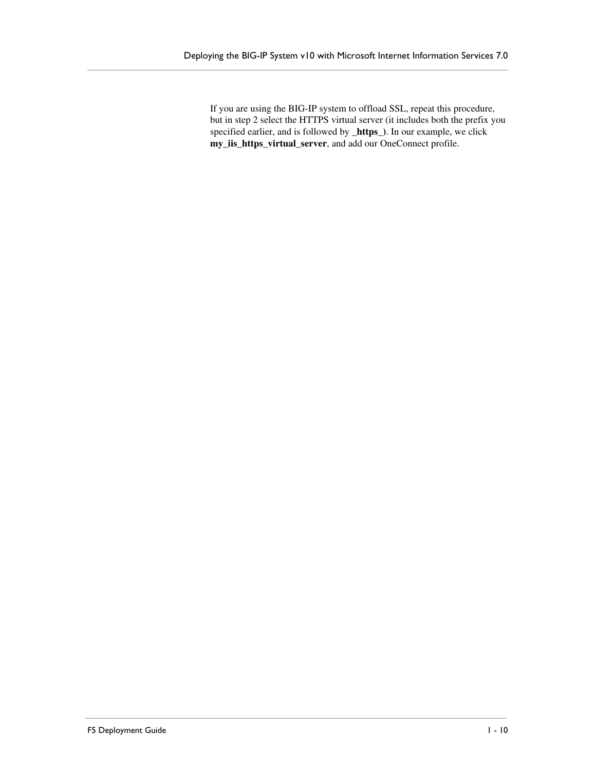If you are using the BIG-IP system to offload SSL, repeat this procedure, but in step 2 select the HTTPS virtual server (it includes both the prefix you specified earlier, and is followed by **_https_**). In our example, we click **my_iis_https_virtual_server**, and add our OneConnect profile.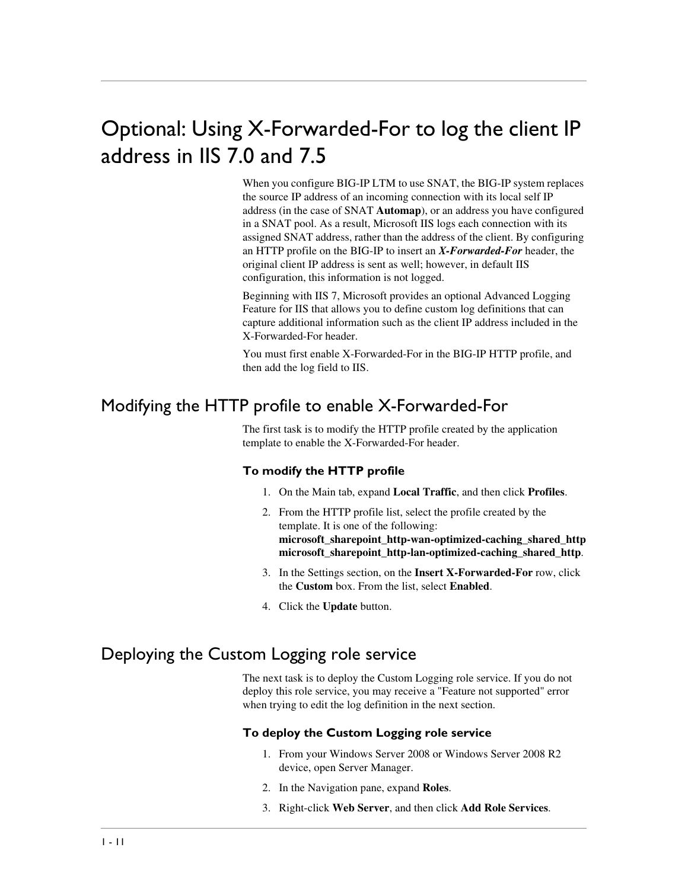# Optional: Using X-Forwarded-For to log the client IP address in IIS 7.0 and 7.5

When you configure BIG-IP LTM to use SNAT, the BIG-IP system replaces the source IP address of an incoming connection with its local self IP address (in the case of SNAT **Automap**), or an address you have configured in a SNAT pool. As a result, Microsoft IIS logs each connection with its assigned SNAT address, rather than the address of the client. By configuring an HTTP profile on the BIG-IP to insert an ***X-Forwarded-For*** header, the original client IP address is sent as well; however, in default IIS configuration, this information is not logged.

Beginning with IIS 7, Microsoft provides an optional Advanced Logging Feature for IIS that allows you to define custom log definitions that can capture additional information such as the client IP address included in the X-Forwarded-For header.

You must first enable X-Forwarded-For in the BIG-IP HTTP profile, and then add the log field to IIS.

## Modifying the HTTP profile to enable X-Forwarded-For

The first task is to modify the HTTP profile created by the application template to enable the X-Forwarded-For header.

### To modify the HTTP profile

1. On the Main tab, expand **Local Traffic**, and then click **Profiles**.
2. From the HTTP profile list, select the profile created by the template. It is one of the following: **microsoft_sharepoint_http-wan-optimized-caching_shared_http** **microsoft_sharepoint_http-lan-optimized-caching_shared_http**.
3. In the Settings section, on the **Insert X-Forwarded-For** row, click the **Custom** box. From the list, select **Enabled**.
4. Click the **Update** button.

## Deploying the Custom Logging role service

The next task is to deploy the Custom Logging role service. If you do not deploy this role service, you may receive a "Feature not supported" error when trying to edit the log definition in the next section.

### To deploy the Custom Logging role service

1. From your Windows Server 2008 or Windows Server 2008 R2 device, open Server Manager.
2. In the Navigation pane, expand **Roles**.
3. Right-click **Web Server**, and then click **Add Role Services**.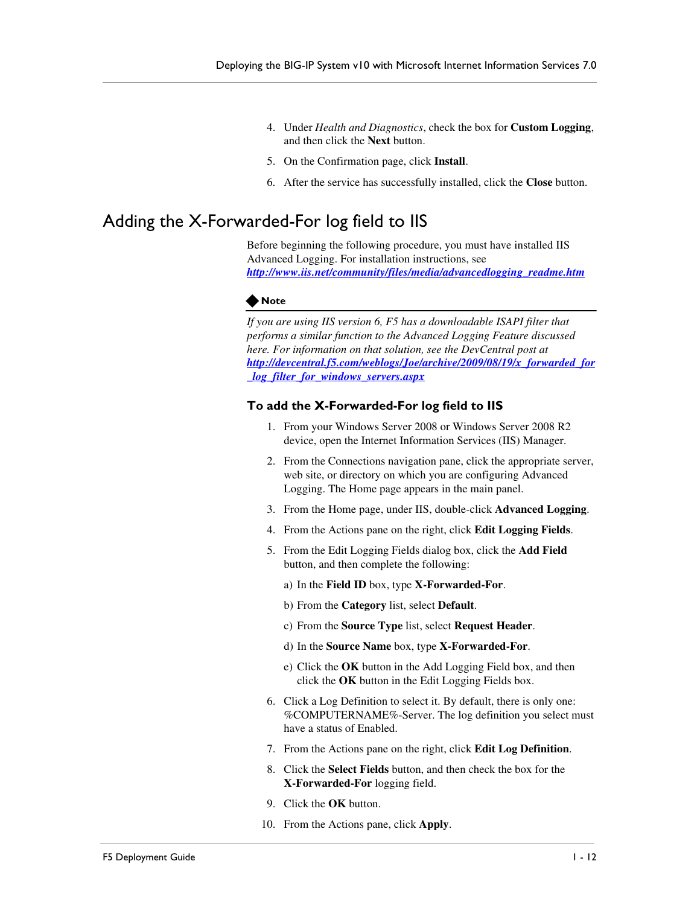4. Under *Health and Diagnostics*, check the box for **Custom Logging**, and then click the **Next** button.
5. On the Confirmation page, click **Install**.
6. After the service has successfully installed, click the **Close** button.

## Adding the X-Forwarded-For log field to IIS

Before beginning the following procedure, you must have installed IIS Advanced Logging. For installation instructions, see ***http://www.iis.net/community/files/media/advancedlogging_readme.htm***

**Note**

*If you are using IIS version 6, F5 has a downloadable ISAPI filter that performs a similar function to the Advanced Logging Feature discussed here. For information on that solution, see the DevCentral post at* ***http://devcentral.f5.com/weblogs/Joe/archive/2009/08/19/x_forwarded_for_log_filter_for_windows_servers.aspx***

### To add the X-Forwarded-For log field to IIS

1. From your Windows Server 2008 or Windows Server 2008 R2 device, open the Internet Information Services (IIS) Manager.
2. From the Connections navigation pane, click the appropriate server, web site, or directory on which you are configuring Advanced Logging. The Home page appears in the main panel.
3. From the Home page, under IIS, double-click **Advanced Logging**.
4. From the Actions pane on the right, click **Edit Logging Fields**.
5. From the Edit Logging Fields dialog box, click the **Add Field** button, and then complete the following:
   a) In the **Field ID** box, type **X-Forwarded-For**.
   b) From the **Category** list, select **Default**.
   c) From the **Source Type** list, select **Request Header**.
   d) In the **Source Name** box, type **X-Forwarded-For**.
   e) Click the **OK** button in the Add Logging Field box, and then click the **OK** button in the Edit Logging Fields box.
6. Click a Log Definition to select it. By default, there is only one: %COMPUTERNAME%-Server. The log definition you select must have a status of Enabled.
7. From the Actions pane on the right, click **Edit Log Definition**.
8. Click the **Select Fields** button, and then check the box for the **X-Forwarded-For** logging field.
9. Click the **OK** button.
10. From the Actions pane, click **Apply**.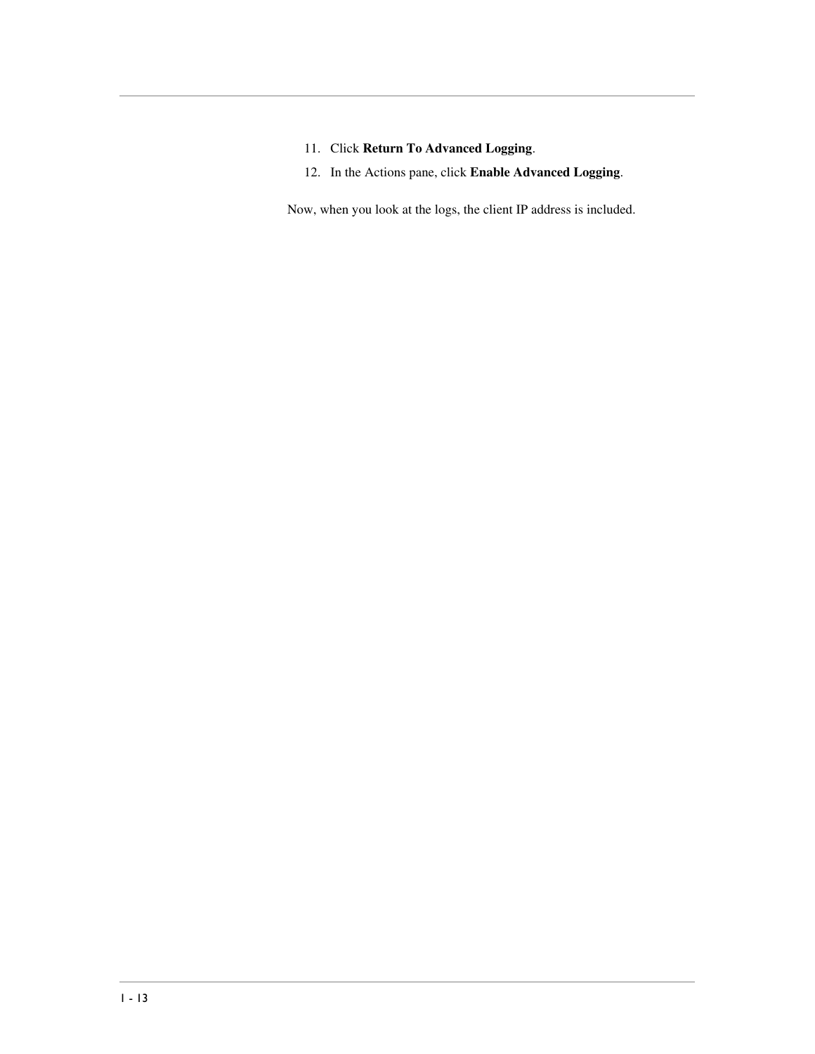11. Click **Return To Advanced Logging**.
12. In the Actions pane, click **Enable Advanced Logging**.

Now, when you look at the logs, the client IP address is included.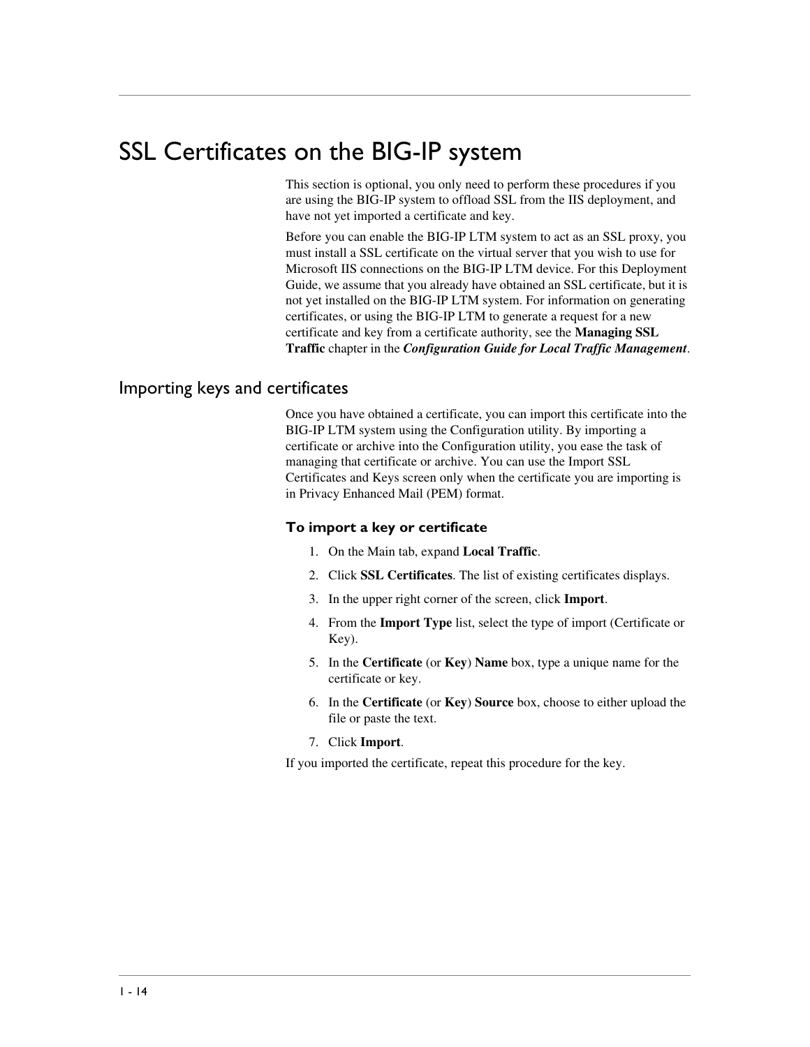# SSL Certificates on the BIG-IP system

This section is optional, you only need to perform these procedures if you are using the BIG-IP system to offload SSL from the IIS deployment, and have not yet imported a certificate and key.

Before you can enable the BIG-IP LTM system to act as an SSL proxy, you must install a SSL certificate on the virtual server that you wish to use for Microsoft IIS connections on the BIG-IP LTM device. For this Deployment Guide, we assume that you already have obtained an SSL certificate, but it is not yet installed on the BIG-IP LTM system. For information on generating certificates, or using the BIG-IP LTM to generate a request for a new certificate and key from a certificate authority, see the **Managing SSL Traffic** chapter in the ***Configuration Guide for Local Traffic Management***.

## Importing keys and certificates

Once you have obtained a certificate, you can import this certificate into the BIG-IP LTM system using the Configuration utility. By importing a certificate or archive into the Configuration utility, you ease the task of managing that certificate or archive. You can use the Import SSL Certificates and Keys screen only when the certificate you are importing is in Privacy Enhanced Mail (PEM) format.

### To import a key or certificate

1. On the Main tab, expand **Local Traffic**.
2. Click **SSL Certificates**. The list of existing certificates displays.
3. In the upper right corner of the screen, click **Import**.
4. From the **Import Type** list, select the type of import (Certificate or Key).
5. In the **Certificate** (or **Key**) **Name** box, type a unique name for the certificate or key.
6. In the **Certificate** (or **Key**) **Source** box, choose to either upload the file or paste the text.
7. Click **Import**.

If you imported the certificate, repeat this procedure for the key.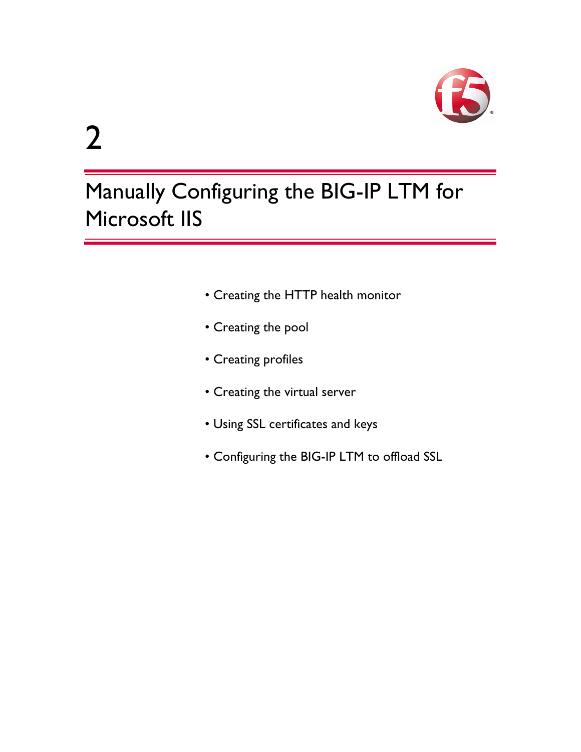2

# Manually Configuring the BIG-IP LTM for Microsoft IIS

- Creating the HTTP health monitor
- Creating the pool
- Creating profiles
- Creating the virtual server
- Using SSL certificates and keys
- Configuring the BIG-IP LTM to offload SSL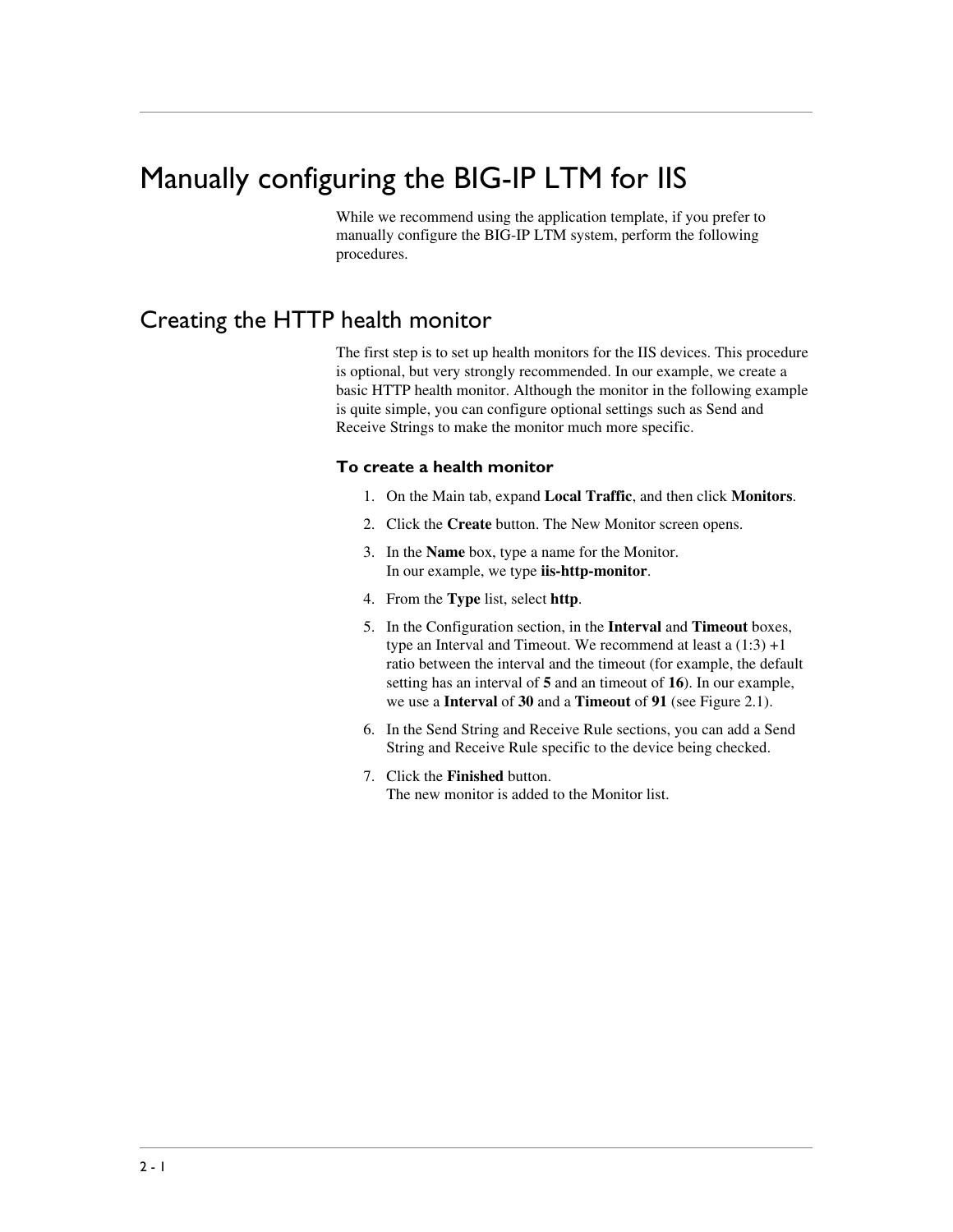# Manually configuring the BIG-IP LTM for IIS

While we recommend using the application template, if you prefer to manually configure the BIG-IP LTM system, perform the following procedures.

## Creating the HTTP health monitor

The first step is to set up health monitors for the IIS devices. This procedure is optional, but very strongly recommended. In our example, we create a basic HTTP health monitor. Although the monitor in the following example is quite simple, you can configure optional settings such as Send and Receive Strings to make the monitor much more specific.

### To create a health monitor

1. On the Main tab, expand **Local Traffic**, and then click **Monitors**.
2. Click the **Create** button. The New Monitor screen opens.
3. In the **Name** box, type a name for the Monitor.
   In our example, we type **iis-http-monitor**.
4. From the **Type** list, select **http**.
5. In the Configuration section, in the **Interval** and **Timeout** boxes, type an Interval and Timeout. We recommend at least a (1:3) +1 ratio between the interval and the timeout (for example, the default setting has an interval of **5** and an timeout of **16**). In our example, we use a **Interval** of **30** and a **Timeout** of **91** (see Figure 2.1).
6. In the Send String and Receive Rule sections, you can add a Send String and Receive Rule specific to the device being checked.
7. Click the **Finished** button.
   The new monitor is added to the Monitor list.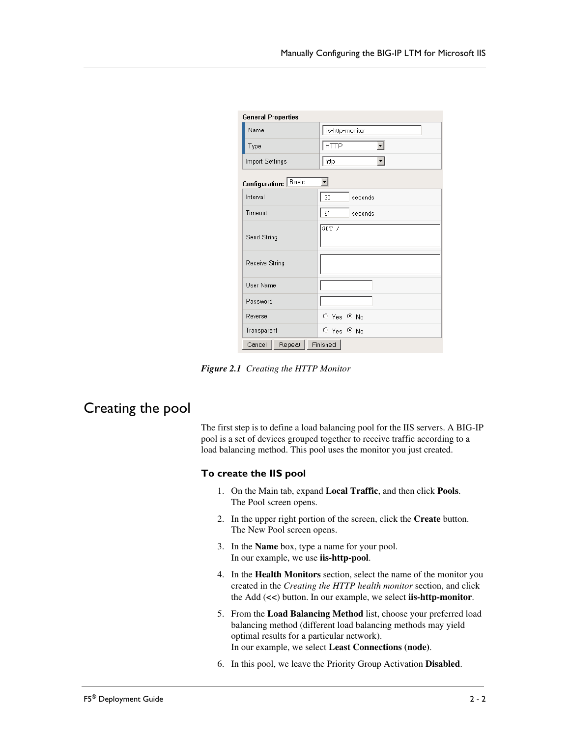| General Properties | |
|---|---|
| Name | iis-http-monitor |
| Type | HTTP |
| Import Settings | http |

| Configuration: Basic | |
|---|---|
| Interval | 30 seconds |
| Timeout | 91 seconds |
| Send String | GET / |
| Receive String | |
| User Name | |
| Password | |
| Reverse | ○ Yes ◉ No |
| Transparent | ○ Yes ◉ No |

Cancel | Repeat | Finished

***Figure 2.1*** *Creating the HTTP Monitor*

# Creating the pool

The first step is to define a load balancing pool for the IIS servers. A BIG-IP pool is a set of devices grouped together to receive traffic according to a load balancing method. This pool uses the monitor you just created.

## To create the IIS pool

1. On the Main tab, expand **Local Traffic**, and then click **Pools**. The Pool screen opens.
2. In the upper right portion of the screen, click the **Create** button. The New Pool screen opens.
3. In the **Name** box, type a name for your pool. In our example, we use **iis-http-pool**.
4. In the **Health Monitors** section, select the name of the monitor you created in the *Creating the HTTP health monitor* section, and click the Add (**<<**) button. In our example, we select **iis-http-monitor**.
5. From the **Load Balancing Method** list, choose your preferred load balancing method (different load balancing methods may yield optimal results for a particular network). In our example, we select **Least Connections (node)**.
6. In this pool, we leave the Priority Group Activation **Disabled**.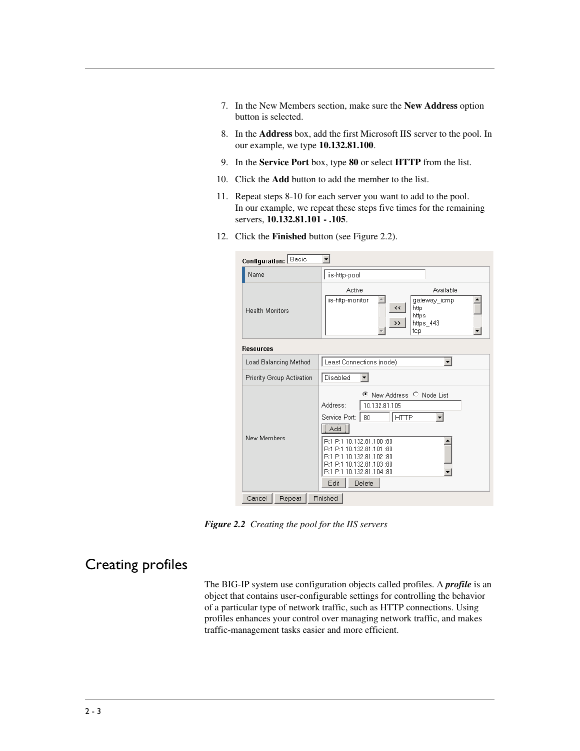7. In the New Members section, make sure the **New Address** option button is selected.
8. In the **Address** box, add the first Microsoft IIS server to the pool. In our example, we type **10.132.81.100**.
9. In the **Service Port** box, type **80** or select **HTTP** from the list.
10. Click the **Add** button to add the member to the list.
11. Repeat steps 8-10 for each server you want to add to the pool.
    In our example, we repeat these steps five times for the remaining servers, **10.132.81.101 - .105**.
12. Click the **Finished** button (see Figure 2.2).

***Figure 2.2*** *Creating the pool for the IIS servers*

## Creating profiles

The BIG-IP system use configuration objects called profiles. A ***profile*** is an object that contains user-configurable settings for controlling the behavior of a particular type of network traffic, such as HTTP connections. Using profiles enhances your control over managing network traffic, and makes traffic-management tasks easier and more efficient.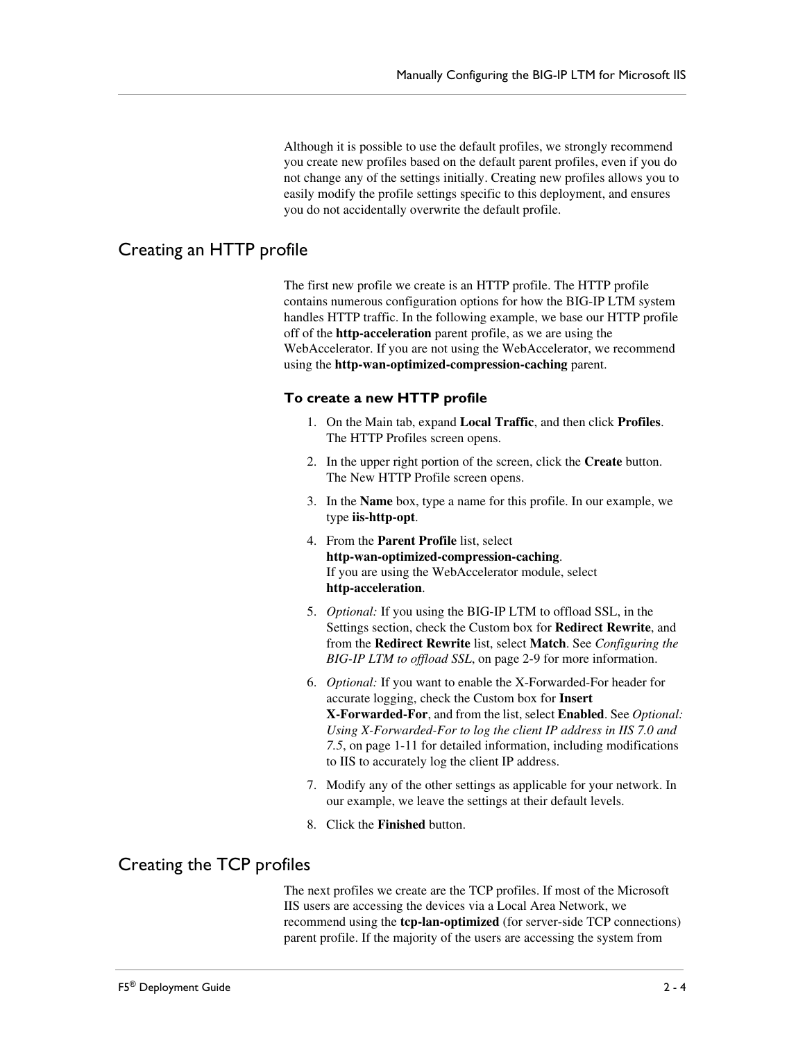Although it is possible to use the default profiles, we strongly recommend you create new profiles based on the default parent profiles, even if you do not change any of the settings initially. Creating new profiles allows you to easily modify the profile settings specific to this deployment, and ensures you do not accidentally overwrite the default profile.

## Creating an HTTP profile

The first new profile we create is an HTTP profile. The HTTP profile contains numerous configuration options for how the BIG-IP LTM system handles HTTP traffic. In the following example, we base our HTTP profile off of the **http-acceleration** parent profile, as we are using the WebAccelerator. If you are not using the WebAccelerator, we recommend using the **http-wan-optimized-compression-caching** parent.

### To create a new HTTP profile

1. On the Main tab, expand **Local Traffic**, and then click **Profiles**. The HTTP Profiles screen opens.
2. In the upper right portion of the screen, click the **Create** button. The New HTTP Profile screen opens.
3. In the **Name** box, type a name for this profile. In our example, we type **iis-http-opt**.
4. From the **Parent Profile** list, select **http-wan-optimized-compression-caching**. If you are using the WebAccelerator module, select **http-acceleration**.
5. *Optional:* If you using the BIG-IP LTM to offload SSL, in the Settings section, check the Custom box for **Redirect Rewrite**, and from the **Redirect Rewrite** list, select **Match**. See *Configuring the BIG-IP LTM to offload SSL*, on page 2-9 for more information.
6. *Optional:* If you want to enable the X-Forwarded-For header for accurate logging, check the Custom box for **Insert X-Forwarded-For**, and from the list, select **Enabled**. See *Optional: Using X-Forwarded-For to log the client IP address in IIS 7.0 and 7.5*, on page 1-11 for detailed information, including modifications to IIS to accurately log the client IP address.
7. Modify any of the other settings as applicable for your network. In our example, we leave the settings at their default levels.
8. Click the **Finished** button.

## Creating the TCP profiles

The next profiles we create are the TCP profiles. If most of the Microsoft IIS users are accessing the devices via a Local Area Network, we recommend using the **tcp-lan-optimized** (for server-side TCP connections) parent profile. If the majority of the users are accessing the system from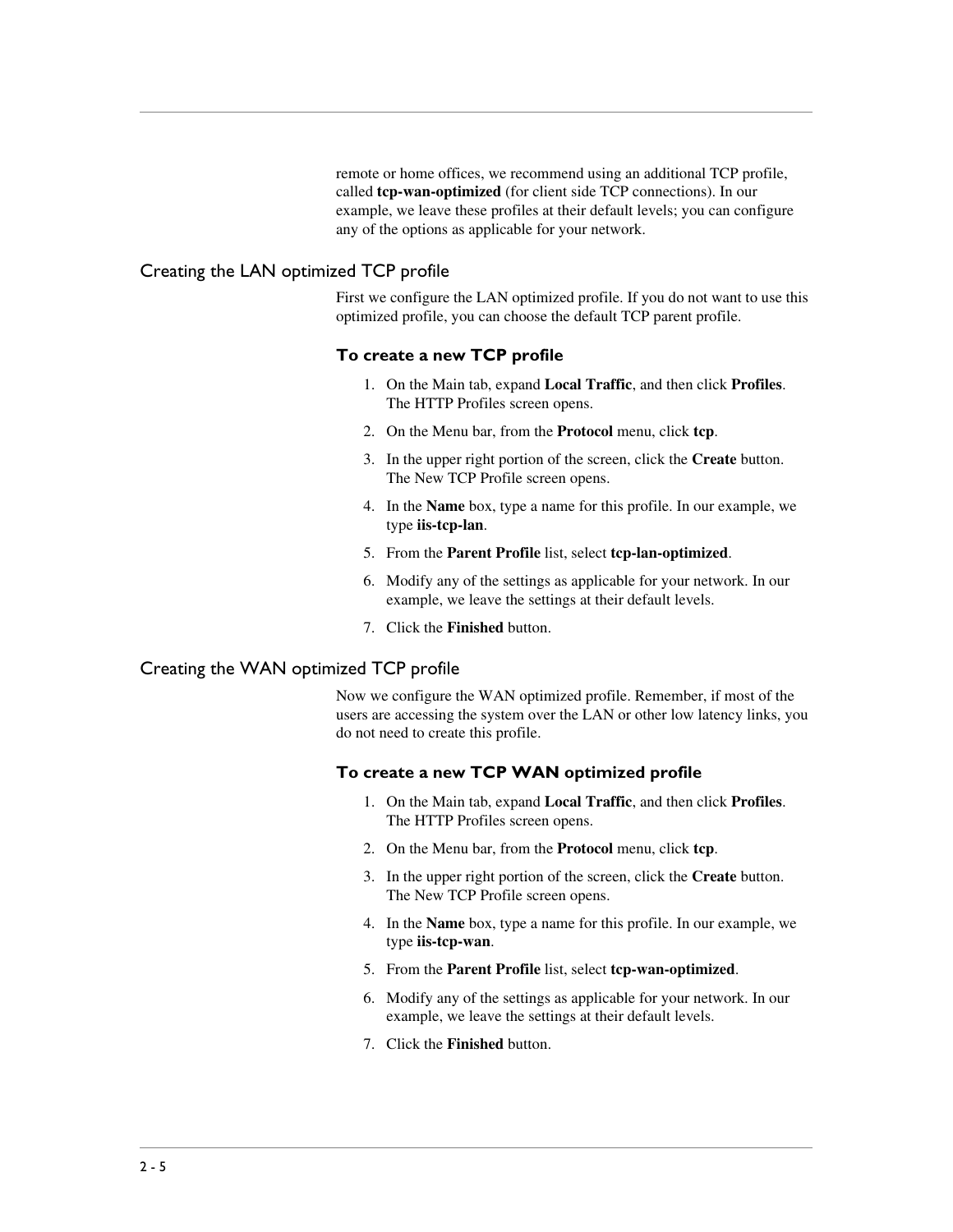remote or home offices, we recommend using an additional TCP profile, called **tcp-wan-optimized** (for client side TCP connections). In our example, we leave these profiles at their default levels; you can configure any of the options as applicable for your network.

## Creating the LAN optimized TCP profile

First we configure the LAN optimized profile. If you do not want to use this optimized profile, you can choose the default TCP parent profile.

### To create a new TCP profile

1. On the Main tab, expand **Local Traffic**, and then click **Profiles**. The HTTP Profiles screen opens.
2. On the Menu bar, from the **Protocol** menu, click **tcp**.
3. In the upper right portion of the screen, click the **Create** button. The New TCP Profile screen opens.
4. In the **Name** box, type a name for this profile. In our example, we type **iis-tcp-lan**.
5. From the **Parent Profile** list, select **tcp-lan-optimized**.
6. Modify any of the settings as applicable for your network. In our example, we leave the settings at their default levels.
7. Click the **Finished** button.

## Creating the WAN optimized TCP profile

Now we configure the WAN optimized profile. Remember, if most of the users are accessing the system over the LAN or other low latency links, you do not need to create this profile.

### To create a new TCP WAN optimized profile

1. On the Main tab, expand **Local Traffic**, and then click **Profiles**. The HTTP Profiles screen opens.
2. On the Menu bar, from the **Protocol** menu, click **tcp**.
3. In the upper right portion of the screen, click the **Create** button. The New TCP Profile screen opens.
4. In the **Name** box, type a name for this profile. In our example, we type **iis-tcp-wan**.
5. From the **Parent Profile** list, select **tcp-wan-optimized**.
6. Modify any of the settings as applicable for your network. In our example, we leave the settings at their default levels.
7. Click the **Finished** button.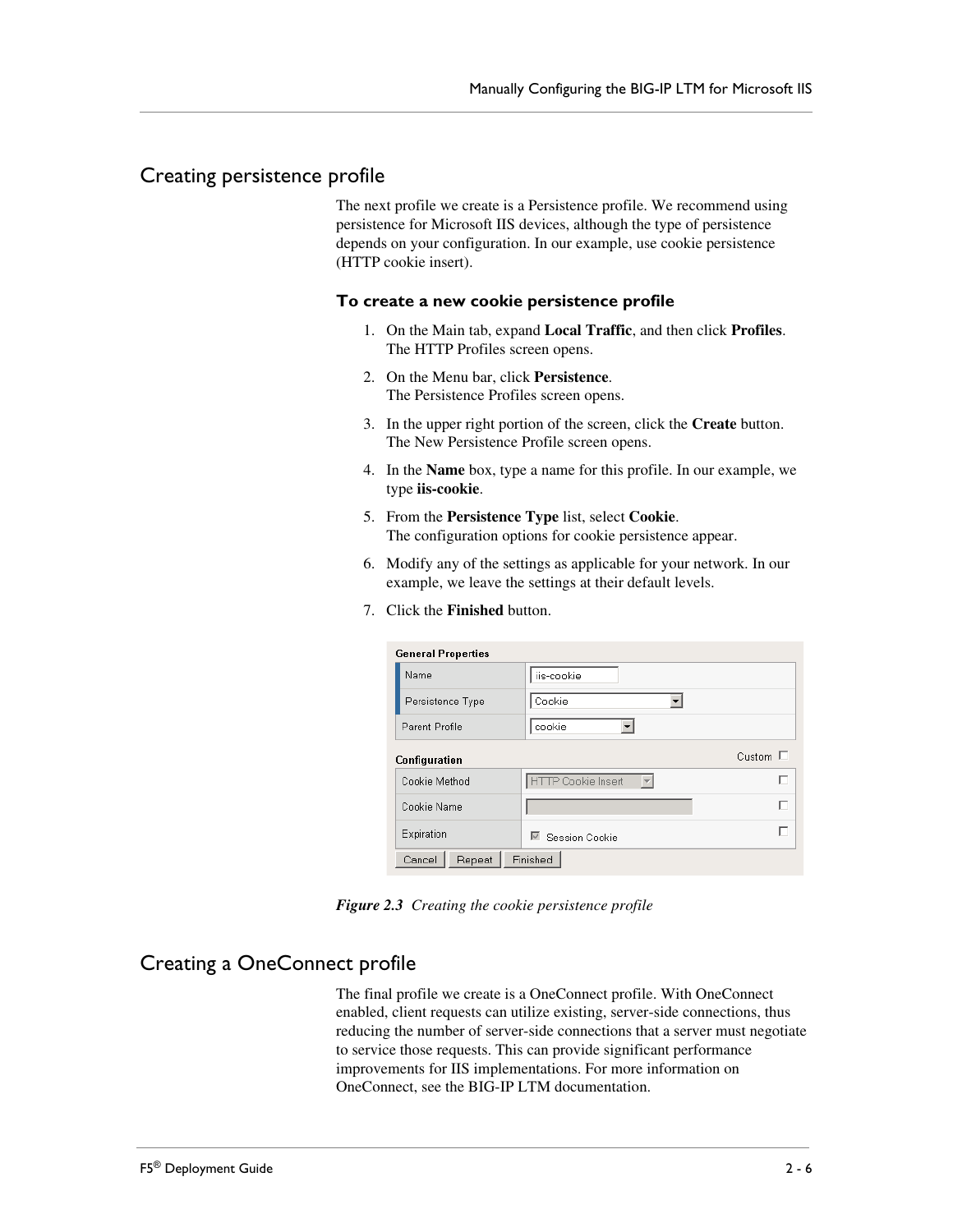## Creating persistence profile

The next profile we create is a Persistence profile. We recommend using persistence for Microsoft IIS devices, although the type of persistence depends on your configuration. In our example, use cookie persistence (HTTP cookie insert).

### To create a new cookie persistence profile

1. On the Main tab, expand **Local Traffic**, and then click **Profiles**.
   The HTTP Profiles screen opens.
2. On the Menu bar, click **Persistence**.
   The Persistence Profiles screen opens.
3. In the upper right portion of the screen, click the **Create** button.
   The New Persistence Profile screen opens.
4. In the **Name** box, type a name for this profile. In our example, we type **iis-cookie**.
5. From the **Persistence Type** list, select **Cookie**.
   The configuration options for cookie persistence appear.
6. Modify any of the settings as applicable for your network. In our example, we leave the settings at their default levels.
7. Click the **Finished** button.

**General Properties**

| | |
|---|---|
| Name | iis-cookie |
| Persistence Type | Cookie |
| Parent Profile | cookie |

**Configuration** (Custom ☐)

| | | |
|---|---|---|
| Cookie Method | HTTP Cookie Insert | ☐ |
| Cookie Name | | ☐ |
| Expiration | ☑ Session Cookie | ☐ |

Cancel | Repeat | Finished

***Figure 2.3*** *Creating the cookie persistence profile*

## Creating a OneConnect profile

The final profile we create is a OneConnect profile. With OneConnect enabled, client requests can utilize existing, server-side connections, thus reducing the number of server-side connections that a server must negotiate to service those requests. This can provide significant performance improvements for IIS implementations. For more information on OneConnect, see the BIG-IP LTM documentation.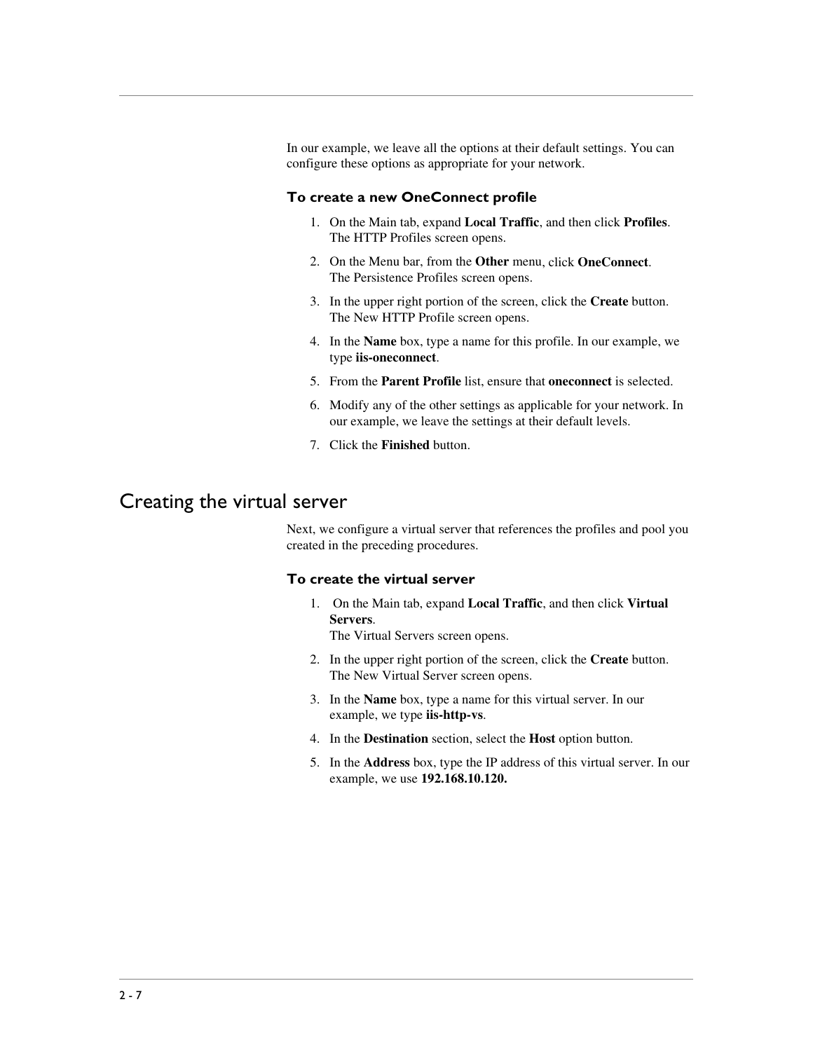In our example, we leave all the options at their default settings. You can configure these options as appropriate for your network.

### To create a new OneConnect profile

1. On the Main tab, expand **Local Traffic**, and then click **Profiles**.
   The HTTP Profiles screen opens.
2. On the Menu bar, from the **Other** menu, click **OneConnect**.
   The Persistence Profiles screen opens.
3. In the upper right portion of the screen, click the **Create** button.
   The New HTTP Profile screen opens.
4. In the **Name** box, type a name for this profile. In our example, we type **iis-oneconnect**.
5. From the **Parent Profile** list, ensure that **oneconnect** is selected.
6. Modify any of the other settings as applicable for your network. In our example, we leave the settings at their default levels.
7. Click the **Finished** button.

## Creating the virtual server

Next, we configure a virtual server that references the profiles and pool you created in the preceding procedures.

### To create the virtual server

1. On the Main tab, expand **Local Traffic**, and then click **Virtual Servers**.
   The Virtual Servers screen opens.
2. In the upper right portion of the screen, click the **Create** button.
   The New Virtual Server screen opens.
3. In the **Name** box, type a name for this virtual server. In our example, we type **iis-http-vs**.
4. In the **Destination** section, select the **Host** option button.
5. In the **Address** box, type the IP address of this virtual server. In our example, we use **192.168.10.120.**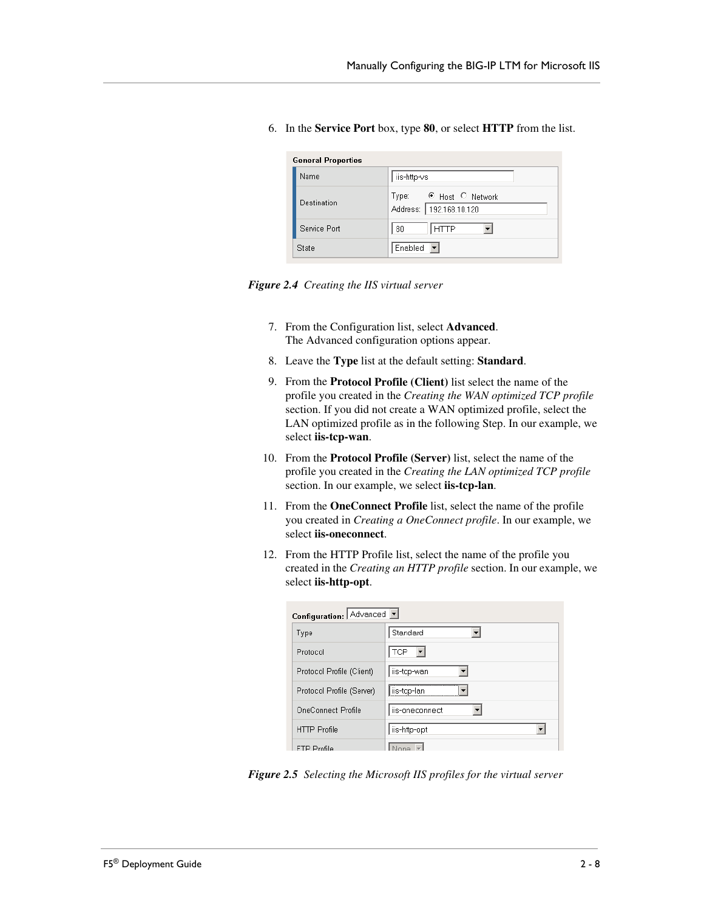6. In the **Service Port** box, type **80**, or select **HTTP** from the list.

*Figure 2.4 Creating the IIS virtual server*

7. From the Configuration list, select **Advanced**.
   The Advanced configuration options appear.
8. Leave the **Type** list at the default setting: **Standard**.
9. From the **Protocol Profile (Client)** list select the name of the profile you created in the *Creating the WAN optimized TCP profile* section. If you did not create a WAN optimized profile, select the LAN optimized profile as in the following Step. In our example, we select **iis-tcp-wan**.
10. From the **Protocol Profile (Server)** list, select the name of the profile you created in the *Creating the LAN optimized TCP profile* section. In our example, we select **iis-tcp-lan**.
11. From the **OneConnect Profile** list, select the name of the profile you created in *Creating a OneConnect profile*. In our example, we select **iis-oneconnect**.
12. From the HTTP Profile list, select the name of the profile you created in the *Creating an HTTP profile* section. In our example, we select **iis-http-opt**.

*Figure 2.5 Selecting the Microsoft IIS profiles for the virtual server*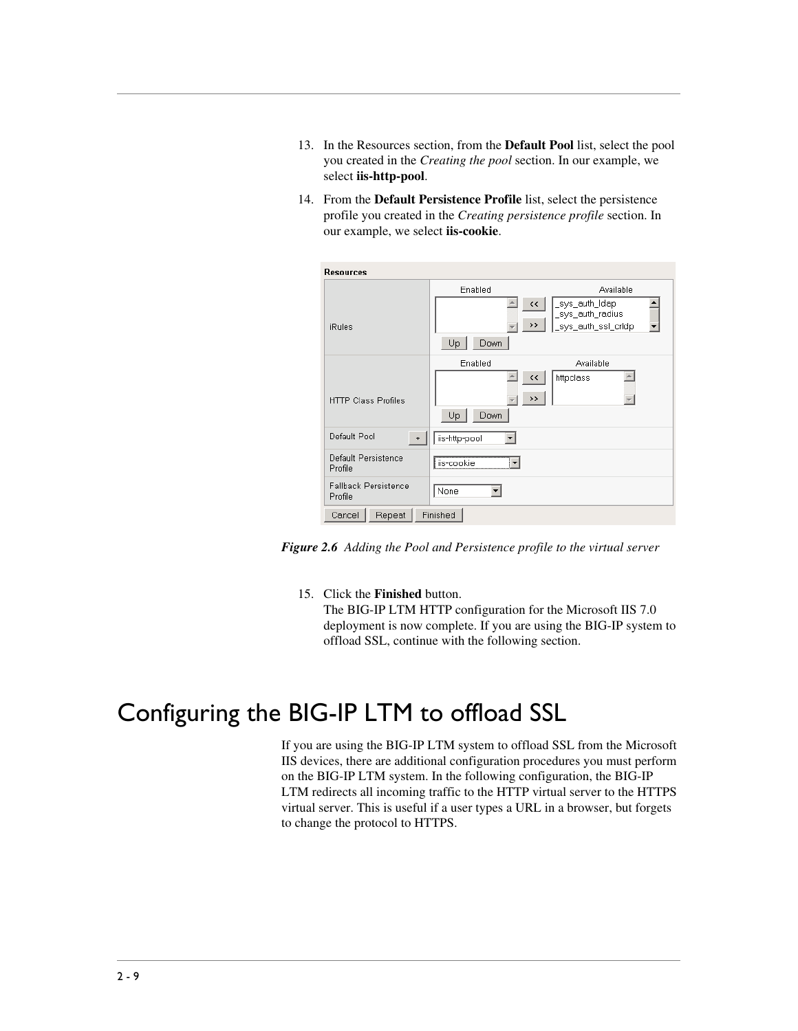13. In the Resources section, from the **Default Pool** list, select the pool you created in the *Creating the pool* section. In our example, we select **iis-http-pool**.
14. From the **Default Persistence Profile** list, select the persistence profile you created in the *Creating persistence profile* section. In our example, we select **iis-cookie**.

***Figure 2.6*** *Adding the Pool and Persistence profile to the virtual server*

15. Click the **Finished** button.
    The BIG-IP LTM HTTP configuration for the Microsoft IIS 7.0 deployment is now complete. If you are using the BIG-IP system to offload SSL, continue with the following section.

# Configuring the BIG-IP LTM to offload SSL

If you are using the BIG-IP LTM system to offload SSL from the Microsoft IIS devices, there are additional configuration procedures you must perform on the BIG-IP LTM system. In the following configuration, the BIG-IP LTM redirects all incoming traffic to the HTTP virtual server to the HTTPS virtual server. This is useful if a user types a URL in a browser, but forgets to change the protocol to HTTPS.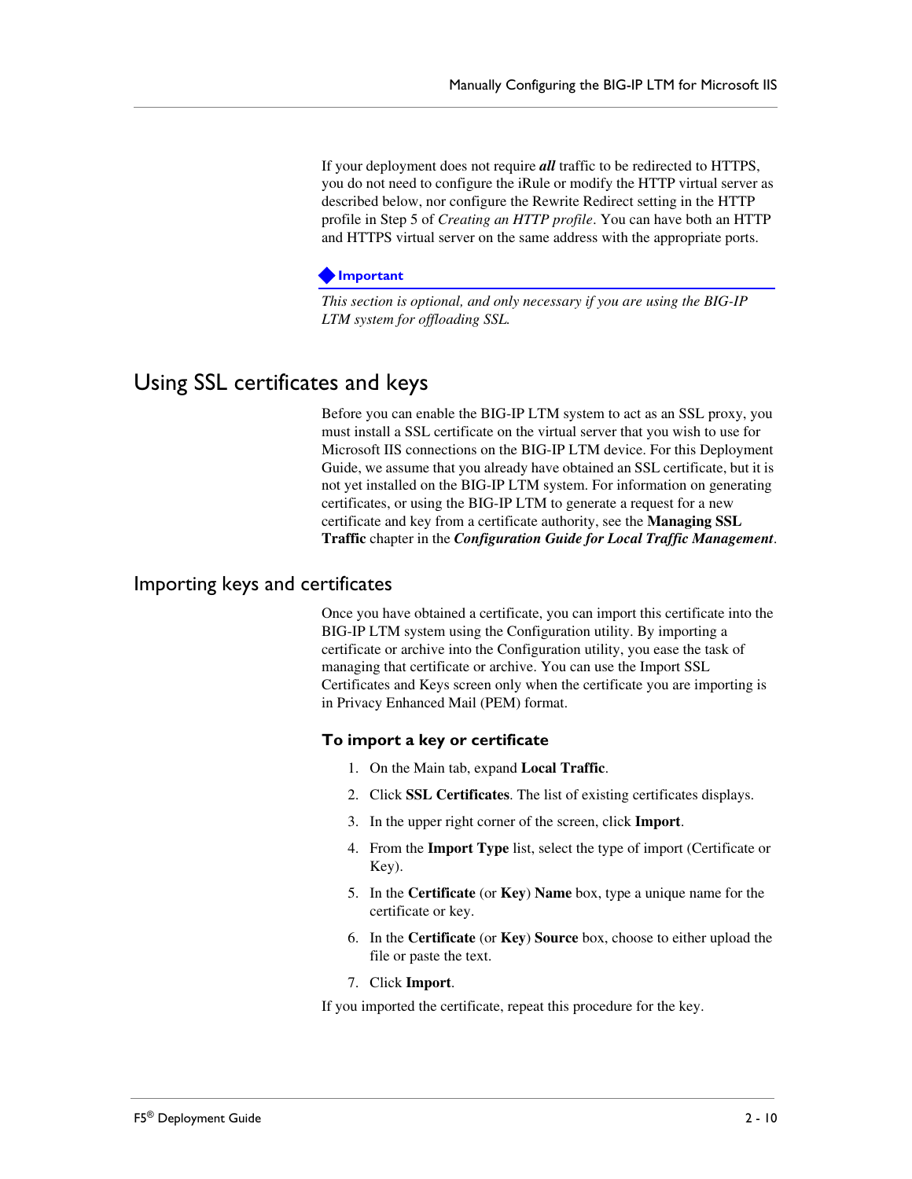If your deployment does not require ***all*** traffic to be redirected to HTTPS, you do not need to configure the iRule or modify the HTTP virtual server as described below, nor configure the Rewrite Redirect setting in the HTTP profile in Step 5 of *Creating an HTTP profile*. You can have both an HTTP and HTTPS virtual server on the same address with the appropriate ports.

**Important**

*This section is optional, and only necessary if you are using the BIG-IP LTM system for offloading SSL.*

## Using SSL certificates and keys

Before you can enable the BIG-IP LTM system to act as an SSL proxy, you must install a SSL certificate on the virtual server that you wish to use for Microsoft IIS connections on the BIG-IP LTM device. For this Deployment Guide, we assume that you already have obtained an SSL certificate, but it is not yet installed on the BIG-IP LTM system. For information on generating certificates, or using the BIG-IP LTM to generate a request for a new certificate and key from a certificate authority, see the **Managing SSL Traffic** chapter in the ***Configuration Guide for Local Traffic Management***.

### Importing keys and certificates

Once you have obtained a certificate, you can import this certificate into the BIG-IP LTM system using the Configuration utility. By importing a certificate or archive into the Configuration utility, you ease the task of managing that certificate or archive. You can use the Import SSL Certificates and Keys screen only when the certificate you are importing is in Privacy Enhanced Mail (PEM) format.

#### To import a key or certificate

1. On the Main tab, expand **Local Traffic**.
2. Click **SSL Certificates**. The list of existing certificates displays.
3. In the upper right corner of the screen, click **Import**.
4. From the **Import Type** list, select the type of import (Certificate or Key).
5. In the **Certificate** (or **Key**) **Name** box, type a unique name for the certificate or key.
6. In the **Certificate** (or **Key**) **Source** box, choose to either upload the file or paste the text.
7. Click **Import**.

If you imported the certificate, repeat this procedure for the key.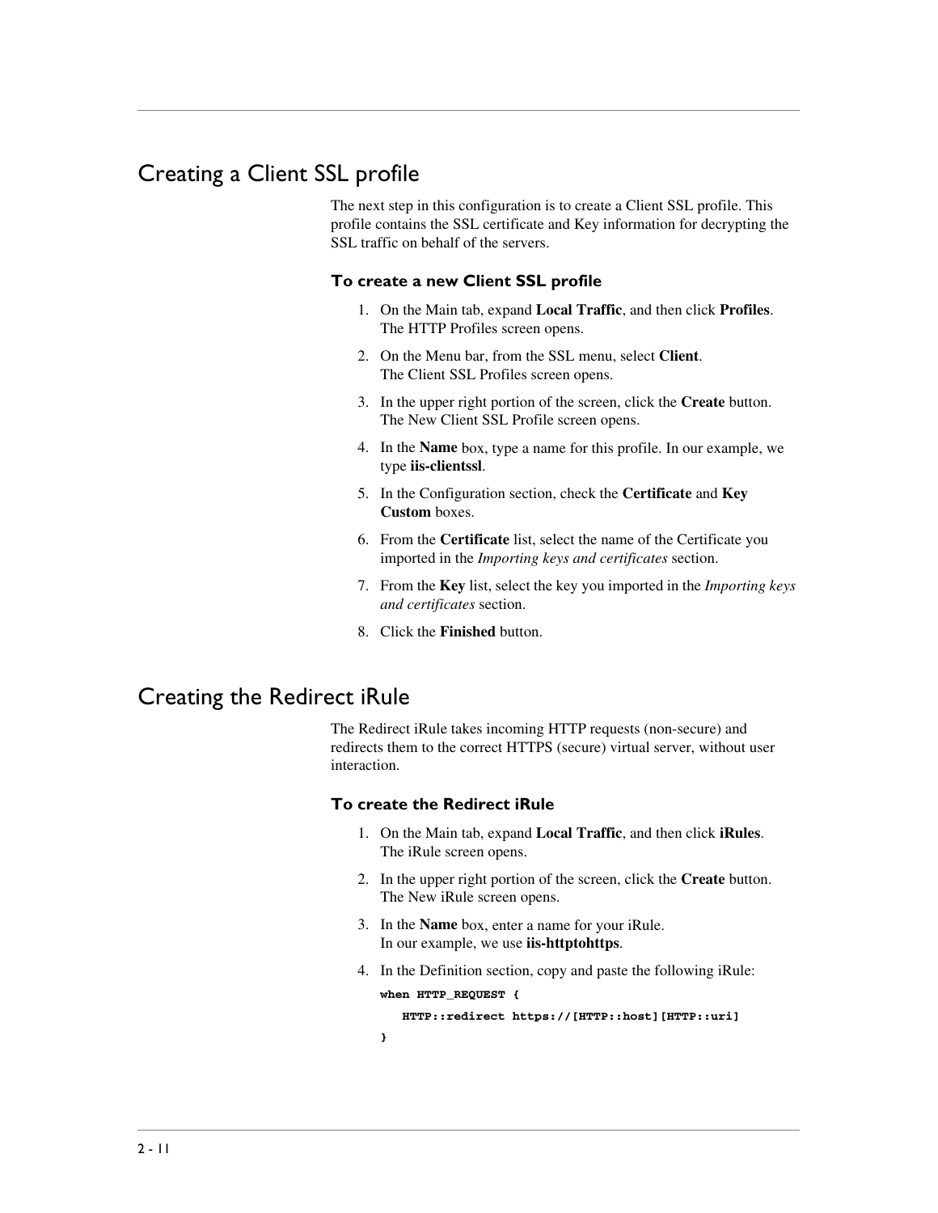## Creating a Client SSL profile

The next step in this configuration is to create a Client SSL profile. This profile contains the SSL certificate and Key information for decrypting the SSL traffic on behalf of the servers.

### To create a new Client SSL profile

1. On the Main tab, expand **Local Traffic**, and then click **Profiles**. The HTTP Profiles screen opens.
2. On the Menu bar, from the SSL menu, select **Client**. The Client SSL Profiles screen opens.
3. In the upper right portion of the screen, click the **Create** button. The New Client SSL Profile screen opens.
4. In the **Name** box, type a name for this profile. In our example, we type **iis-clientssl**.
5. In the Configuration section, check the **Certificate** and **Key Custom** boxes.
6. From the **Certificate** list, select the name of the Certificate you imported in the *Importing keys and certificates* section.
7. From the **Key** list, select the key you imported in the *Importing keys and certificates* section.
8. Click the **Finished** button.

## Creating the Redirect iRule

The Redirect iRule takes incoming HTTP requests (non-secure) and redirects them to the correct HTTPS (secure) virtual server, without user interaction.

### To create the Redirect iRule

1. On the Main tab, expand **Local Traffic**, and then click **iRules**. The iRule screen opens.
2. In the upper right portion of the screen, click the **Create** button. The New iRule screen opens.
3. In the **Name** box, enter a name for your iRule. In our example, we use **iis-httptohttps**.
4. In the Definition section, copy and paste the following iRule:

```
when HTTP_REQUEST {
   HTTP::redirect https://[HTTP::host][HTTP::uri]
}
```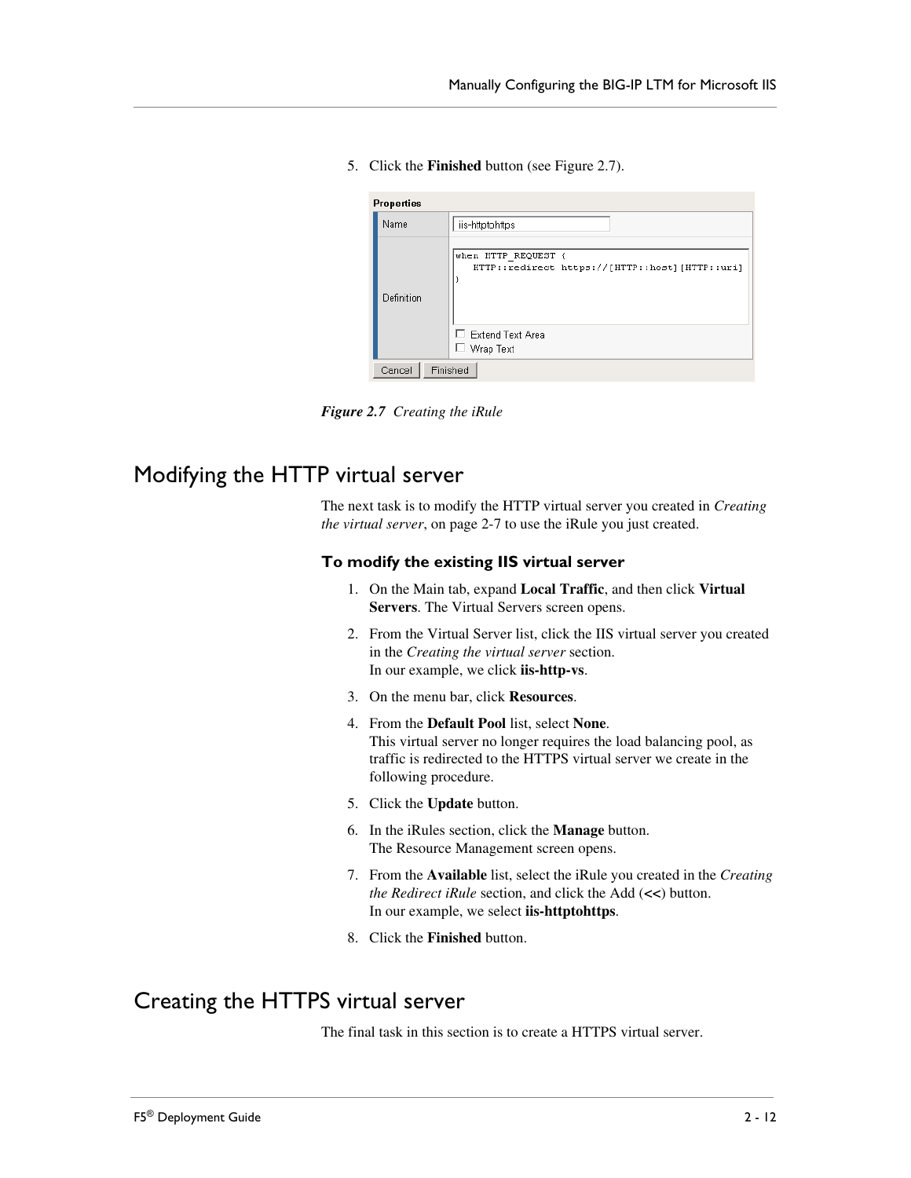5. Click the **Finished** button (see Figure 2.7).

**Properties**

| Name | iis-httptohttps |
| --- | --- |
| Definition | `when HTTP_REQUEST { HTTP::redirect https://[HTTP::host][HTTP::uri] }` ☐ Extend Text Area ☐ Wrap Text |

Cancel | Finished

```
when HTTP_REQUEST {
   HTTP::redirect https://[HTTP::host][HTTP::uri]
}
```

***Figure 2.7*** *Creating the iRule*

# Modifying the HTTP virtual server

The next task is to modify the HTTP virtual server you created in *Creating the virtual server*, on page 2-7 to use the iRule you just created.

### To modify the existing IIS virtual server

1. On the Main tab, expand **Local Traffic**, and then click **Virtual Servers**. The Virtual Servers screen opens.
2. From the Virtual Server list, click the IIS virtual server you created in the *Creating the virtual server* section.
   In our example, we click **iis-http-vs**.
3. On the menu bar, click **Resources**.
4. From the **Default Pool** list, select **None**.
   This virtual server no longer requires the load balancing pool, as traffic is redirected to the HTTPS virtual server we create in the following procedure.
5. Click the **Update** button.
6. In the iRules section, click the **Manage** button.
   The Resource Management screen opens.
7. From the **Available** list, select the iRule you created in the *Creating the Redirect iRule* section, and click the Add (**<<**) button.
   In our example, we select **iis-httptohttps**.
8. Click the **Finished** button.

# Creating the HTTPS virtual server

The final task in this section is to create a HTTPS virtual server.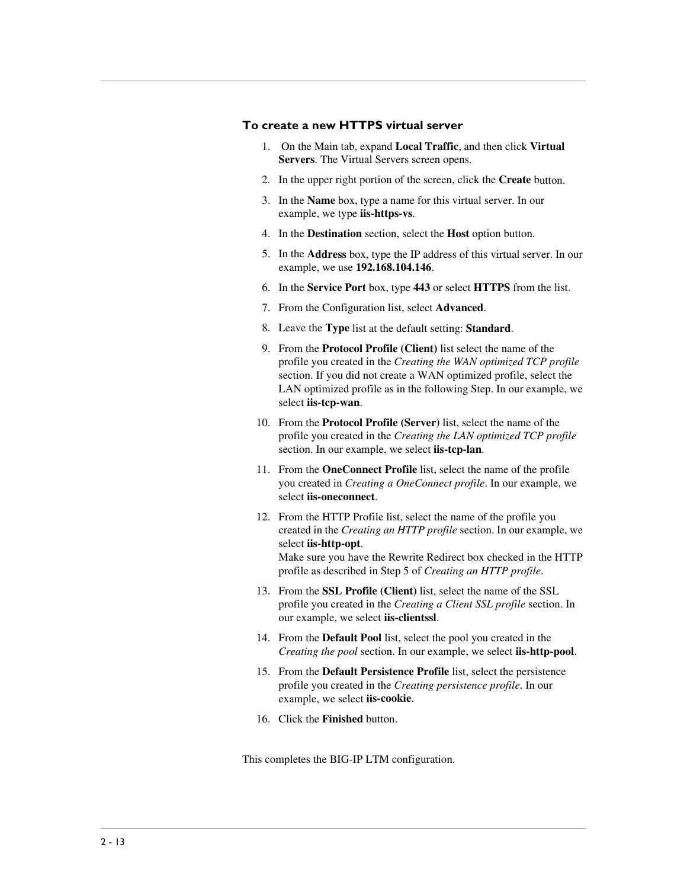### To create a new HTTPS virtual server

1. On the Main tab, expand **Local Traffic**, and then click **Virtual Servers**. The Virtual Servers screen opens.
2. In the upper right portion of the screen, click the **Create** button.
3. In the **Name** box, type a name for this virtual server. In our example, we type **iis-https-vs**.
4. In the **Destination** section, select the **Host** option button.
5. In the **Address** box, type the IP address of this virtual server. In our example, we use **192.168.104.146**.
6. In the **Service Port** box, type **443** or select **HTTPS** from the list.
7. From the Configuration list, select **Advanced**.
8. Leave the **Type** list at the default setting: **Standard**.
9. From the **Protocol Profile (Client)** list select the name of the profile you created in the *Creating the WAN optimized TCP profile* section. If you did not create a WAN optimized profile, select the LAN optimized profile as in the following Step. In our example, we select **iis-tcp-wan**.
10. From the **Protocol Profile (Server)** list, select the name of the profile you created in the *Creating the LAN optimized TCP profile* section. In our example, we select **iis-tcp-lan**.
11. From the **OneConnect Profile** list, select the name of the profile you created in *Creating a OneConnect profile*. In our example, we select **iis-oneconnect**.
12. From the HTTP Profile list, select the name of the profile you created in the *Creating an HTTP profile* section. In our example, we select **iis-http-opt**.
    Make sure you have the Rewrite Redirect box checked in the HTTP profile as described in Step 5 of *Creating an HTTP profile*.
13. From the **SSL Profile (Client)** list, select the name of the SSL profile you created in the *Creating a Client SSL profile* section. In our example, we select **iis-clientssl**.
14. From the **Default Pool** list, select the pool you created in the *Creating the pool* section. In our example, we select **iis-http-pool**.
15. From the **Default Persistence Profile** list, select the persistence profile you created in the *Creating persistence profile*. In our example, we select **iis-cookie**.
16. Click the **Finished** button.

This completes the BIG-IP LTM configuration.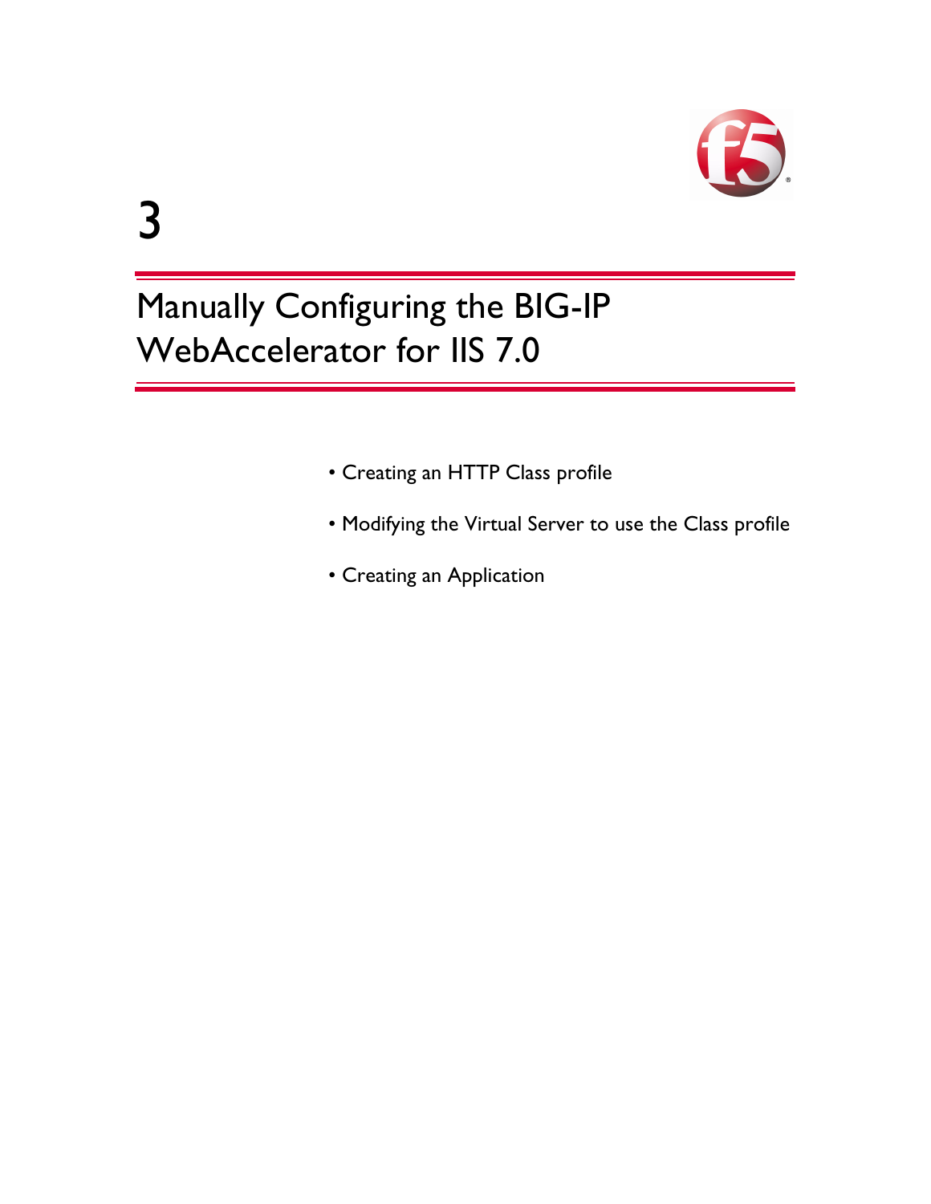# 3

# Manually Configuring the BIG-IP WebAccelerator for IIS 7.0

- Creating an HTTP Class profile
- Modifying the Virtual Server to use the Class profile
- Creating an Application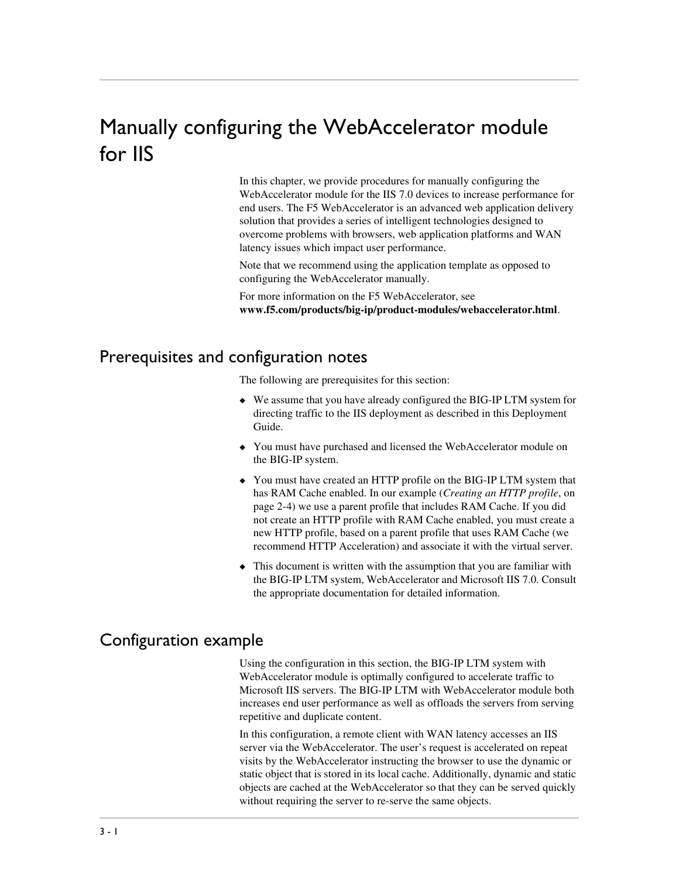# Manually configuring the WebAccelerator module for IIS

In this chapter, we provide procedures for manually configuring the WebAccelerator module for the IIS 7.0 devices to increase performance for end users. The F5 WebAccelerator is an advanced web application delivery solution that provides a series of intelligent technologies designed to overcome problems with browsers, web application platforms and WAN latency issues which impact user performance.

Note that we recommend using the application template as opposed to configuring the WebAccelerator manually.

For more information on the F5 WebAccelerator, see **www.f5.com/products/big-ip/product-modules/webaccelerator.html**.

## Prerequisites and configuration notes

The following are prerequisites for this section:

- We assume that you have already configured the BIG-IP LTM system for directing traffic to the IIS deployment as described in this Deployment Guide.
- You must have purchased and licensed the WebAccelerator module on the BIG-IP system.
- You must have created an HTTP profile on the BIG-IP LTM system that has RAM Cache enabled. In our example (*Creating an HTTP profile*, on page 2-4) we use a parent profile that includes RAM Cache. If you did not create an HTTP profile with RAM Cache enabled, you must create a new HTTP profile, based on a parent profile that uses RAM Cache (we recommend HTTP Acceleration) and associate it with the virtual server.
- This document is written with the assumption that you are familiar with the BIG-IP LTM system, WebAccelerator and Microsoft IIS 7.0. Consult the appropriate documentation for detailed information.

## Configuration example

Using the configuration in this section, the BIG-IP LTM system with WebAccelerator module is optimally configured to accelerate traffic to Microsoft IIS servers. The BIG-IP LTM with WebAccelerator module both increases end user performance as well as offloads the servers from serving repetitive and duplicate content.

In this configuration, a remote client with WAN latency accesses an IIS server via the WebAccelerator. The user's request is accelerated on repeat visits by the WebAccelerator instructing the browser to use the dynamic or static object that is stored in its local cache. Additionally, dynamic and static objects are cached at the WebAccelerator so that they can be served quickly without requiring the server to re-serve the same objects.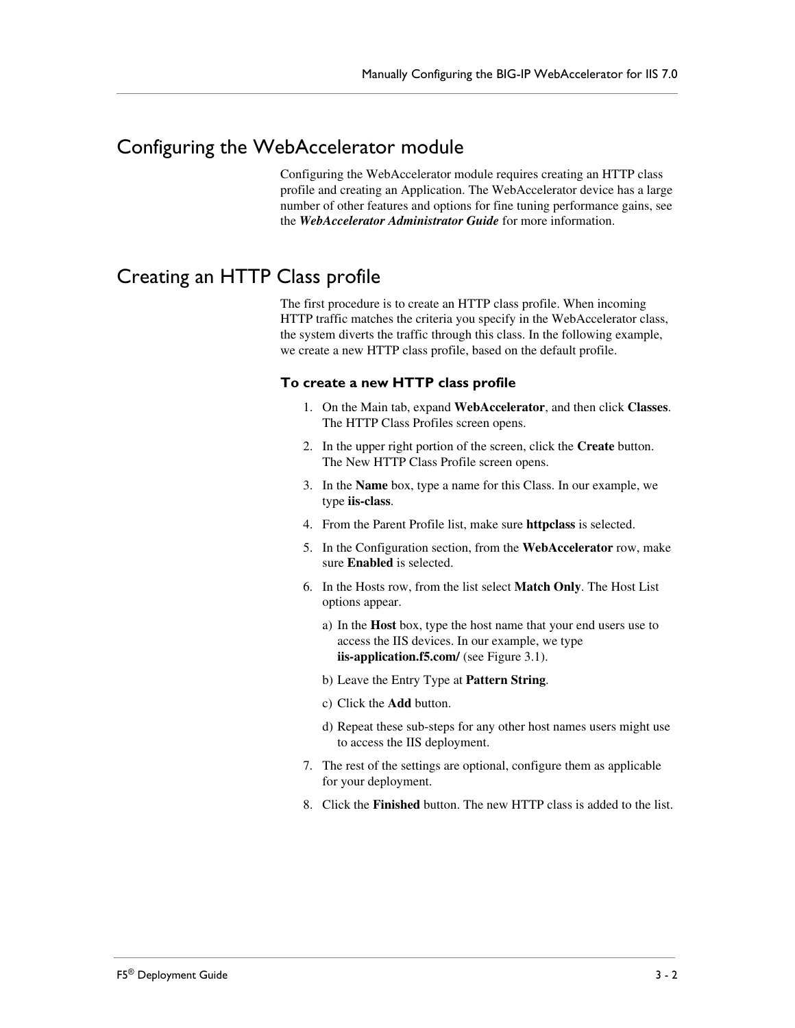## Configuring the WebAccelerator module

Configuring the WebAccelerator module requires creating an HTTP class profile and creating an Application. The WebAccelerator device has a large number of other features and options for fine tuning performance gains, see the ***WebAccelerator Administrator Guide*** for more information.

## Creating an HTTP Class profile

The first procedure is to create an HTTP class profile. When incoming HTTP traffic matches the criteria you specify in the WebAccelerator class, the system diverts the traffic through this class. In the following example, we create a new HTTP class profile, based on the default profile.

### To create a new HTTP class profile

1. On the Main tab, expand **WebAccelerator**, and then click **Classes**. The HTTP Class Profiles screen opens.
2. In the upper right portion of the screen, click the **Create** button. The New HTTP Class Profile screen opens.
3. In the **Name** box, type a name for this Class. In our example, we type **iis-class**.
4. From the Parent Profile list, make sure **httpclass** is selected.
5. In the Configuration section, from the **WebAccelerator** row, make sure **Enabled** is selected.
6. In the Hosts row, from the list select **Match Only**. The Host List options appear.
   a) In the **Host** box, type the host name that your end users use to access the IIS devices. In our example, we type **iis-application.f5.com/** (see Figure 3.1).
   b) Leave the Entry Type at **Pattern String**.
   c) Click the **Add** button.
   d) Repeat these sub-steps for any other host names users might use to access the IIS deployment.
7. The rest of the settings are optional, configure them as applicable for your deployment.
8. Click the **Finished** button. The new HTTP class is added to the list.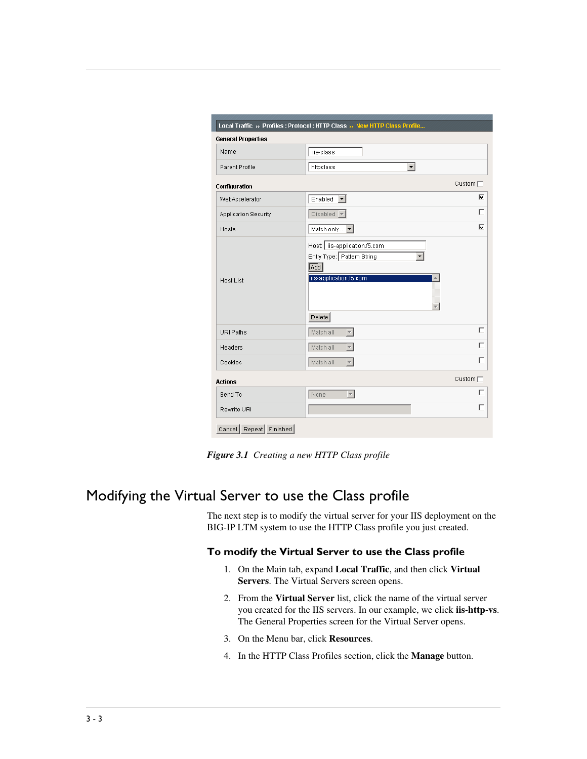*Figure 3.1 Creating a new HTTP Class profile*

# Modifying the Virtual Server to use the Class profile

The next step is to modify the virtual server for your IIS deployment on the BIG-IP LTM system to use the HTTP Class profile you just created.

## To modify the Virtual Server to use the Class profile

1. On the Main tab, expand **Local Traffic**, and then click **Virtual Servers**. The Virtual Servers screen opens.
2. From the **Virtual Server** list, click the name of the virtual server you created for the IIS servers. In our example, we click **iis-http-vs**. The General Properties screen for the Virtual Server opens.
3. On the Menu bar, click **Resources**.
4. In the HTTP Class Profiles section, click the **Manage** button.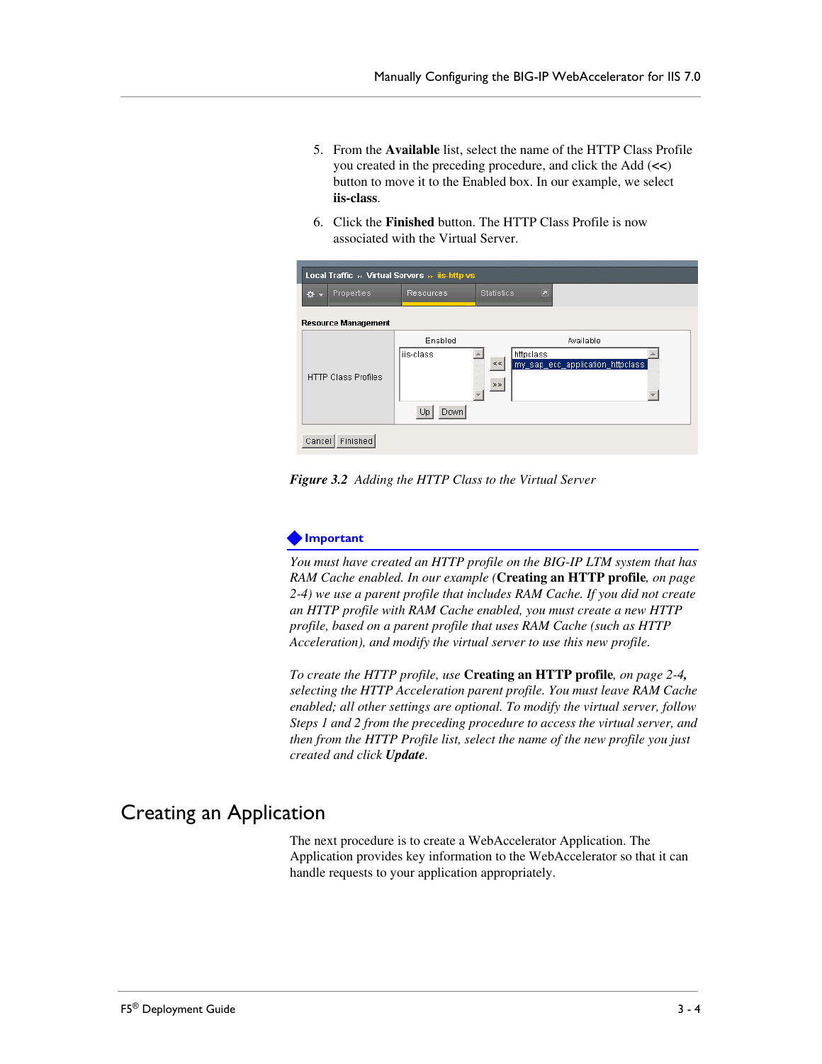5. From the **Available** list, select the name of the HTTP Class Profile you created in the preceding procedure, and click the Add (**<<**) button to move it to the Enabled box. In our example, we select **iis-class**.

6. Click the **Finished** button. The HTTP Class Profile is now associated with the Virtual Server.

***Figure 3.2*** *Adding the HTTP Class to the Virtual Server*

**Important**

*You must have created an HTTP profile on the BIG-IP LTM system that has RAM Cache enabled. In our example (***Creating an HTTP profile***, on page 2-4) we use a parent profile that includes RAM Cache. If you did not create an HTTP profile with RAM Cache enabled, you must create a new HTTP profile, based on a parent profile that uses RAM Cache (such as HTTP Acceleration), and modify the virtual server to use this new profile.*

*To create the HTTP profile, use* **Creating an HTTP profile***, on page 2-4, selecting the HTTP Acceleration parent profile. You must leave RAM Cache enabled; all other settings are optional. To modify the virtual server, follow Steps 1 and 2 from the preceding procedure to access the virtual server, and then from the HTTP Profile list, select the name of the new profile you just created and click* ***Update****.*

# Creating an Application

The next procedure is to create a WebAccelerator Application. The Application provides key information to the WebAccelerator so that it can handle requests to your application appropriately.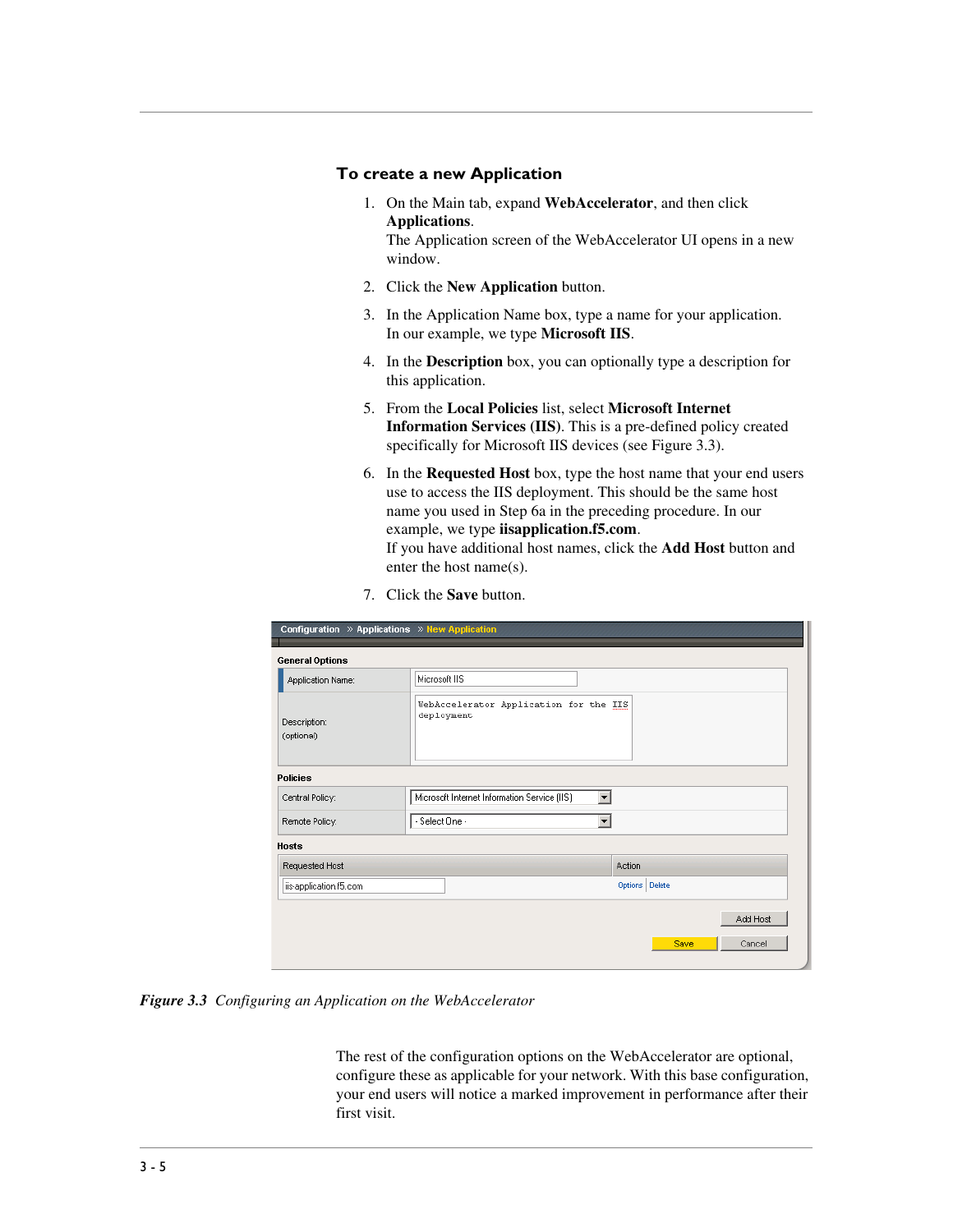### To create a new Application

1. On the Main tab, expand **WebAccelerator**, and then click **Applications**.
   The Application screen of the WebAccelerator UI opens in a new window.

2. Click the **New Application** button.

3. In the Application Name box, type a name for your application. In our example, we type **Microsoft IIS**.

4. In the **Description** box, you can optionally type a description for this application.

5. From the **Local Policies** list, select **Microsoft Internet Information Services (IIS)**. This is a pre-defined policy created specifically for Microsoft IIS devices (see Figure 3.3).

6. In the **Requested Host** box, type the host name that your end users use to access the IIS deployment. This should be the same host name you used in Step 6a in the preceding procedure. In our example, we type **iisapplication.f5.com**.
   If you have additional host names, click the **Add Host** button and enter the host name(s).

7. Click the **Save** button.

Configuration » Applications » New Application

General Options

Application Name: Microsoft IIS

Description: (optional) WebAccelerator Application for the IIS deployment

Policies

Central Policy: Microsoft Internet Information Service (IIS)

Remote Policy: - Select One -

Hosts

Requested Host | Action

iis-application.f5.com | Options | Delete

Add Host

Save Cancel

*Figure 3.3 Configuring an Application on the WebAccelerator*

The rest of the configuration options on the WebAccelerator are optional, configure these as applicable for your network. With this base configuration, your end users will notice a marked improvement in performance after their first visit.